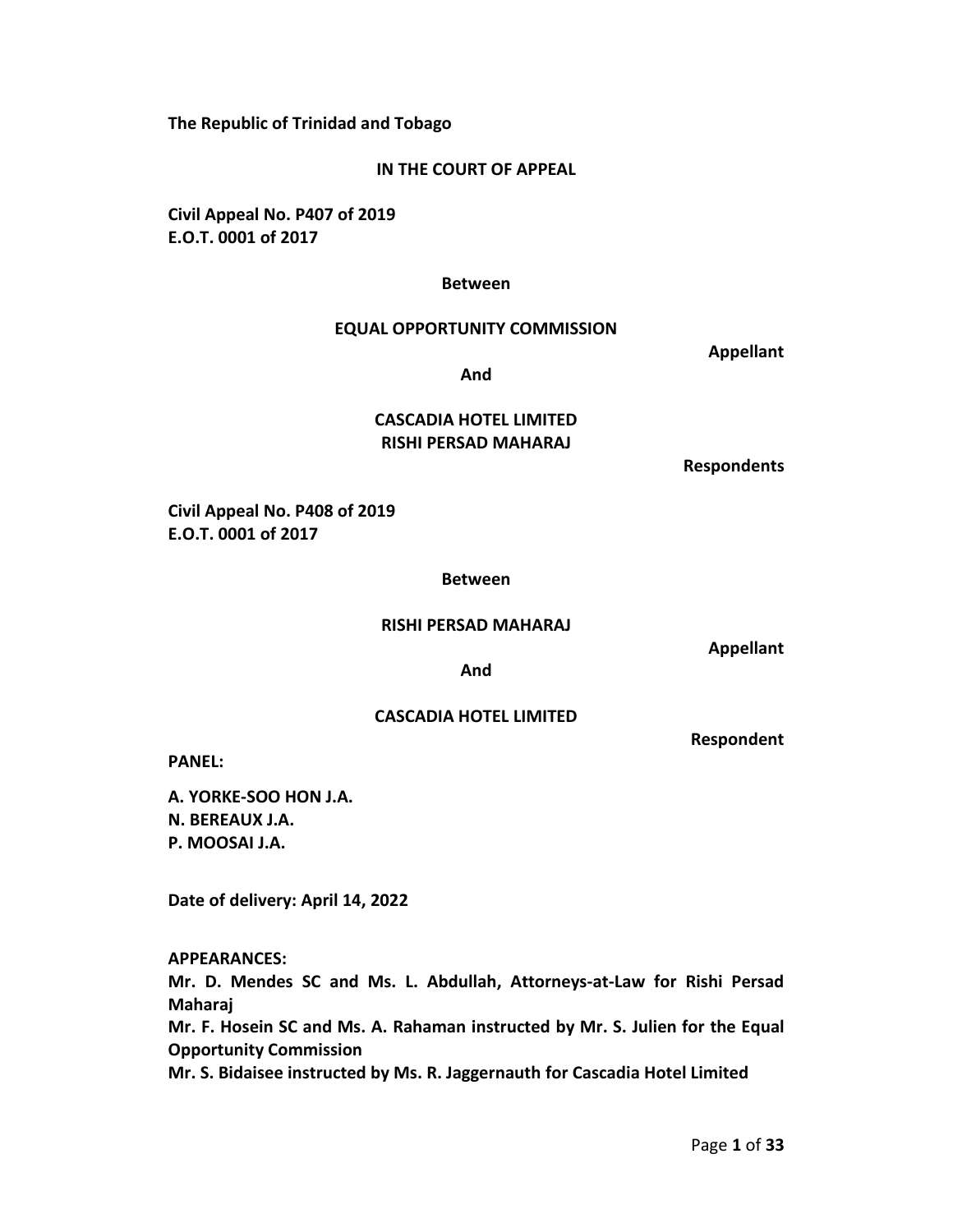**The Republic of Trinidad and Tobago**

**IN THE COURT OF APPEAL**

**Civil Appeal No. P407 of 2019**
**E.O.T. 0001 of 2017**

**Between**

**EQUAL OPPORTUNITY COMMISSION**

**Appellant**

**And**

**CASCADIA HOTEL LIMITED**
**RISHI PERSAD MAHARAJ**

**Respondents**

**Civil Appeal No. P408 of 2019**
**E.O.T. 0001 of 2017**

**Between**

**RISHI PERSAD MAHARAJ**

**Appellant**

**And**

**CASCADIA HOTEL LIMITED**

**Respondent**

**PANEL:**

**A. YORKE-SOO HON J.A.**
**N. BEREAUX J.A.**
**P. MOOSAI J.A.**

**Date of delivery: April 14, 2022**

**APPEARANCES:**
**Mr. D. Mendes SC and Ms. L. Abdullah, Attorneys-at-Law for Rishi Persad Maharaj**
**Mr. F. Hosein SC and Ms. A. Rahaman instructed by Mr. S. Julien for the Equal Opportunity Commission**
**Mr. S. Bidaisee instructed by Ms. R. Jaggernauth for Cascadia Hotel Limited**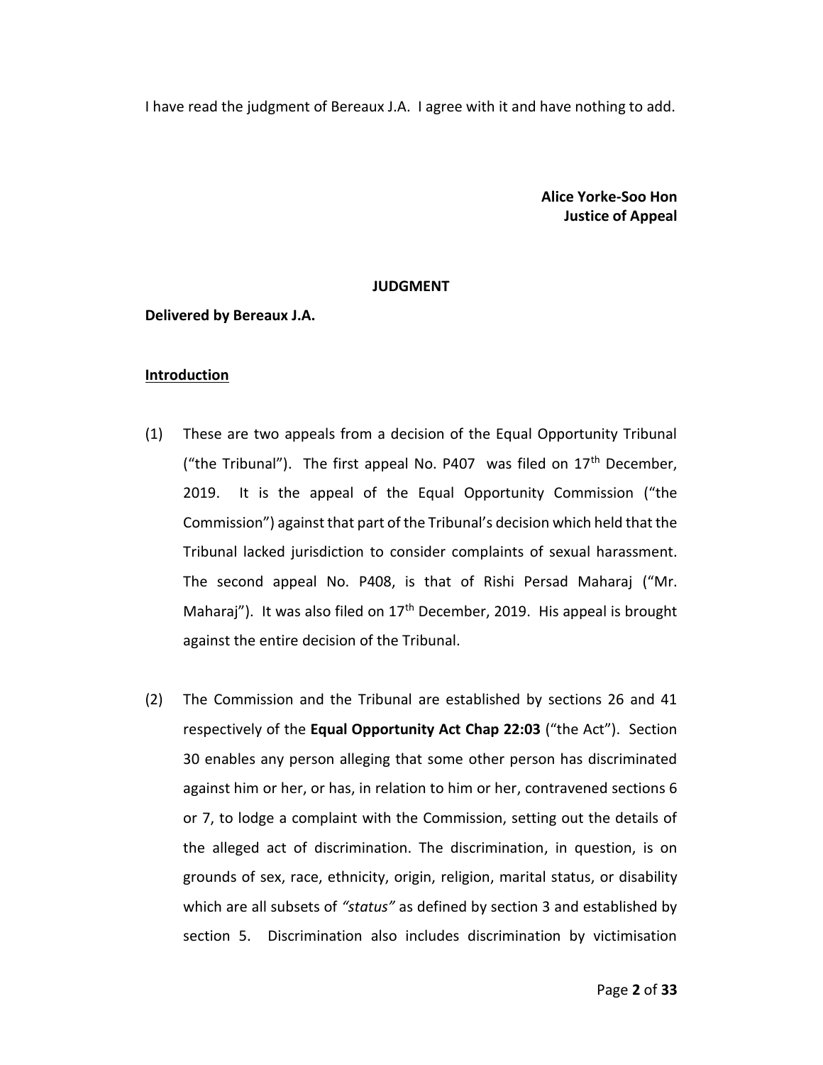I have read the judgment of Bereaux J.A. I agree with it and have nothing to add.

**Alice Yorke-Soo Hon**
**Justice of Appeal**

**JUDGMENT**

**Delivered by Bereaux J.A.**

**Introduction**

(1) These are two appeals from a decision of the Equal Opportunity Tribunal ("the Tribunal"). The first appeal No. P407 was filed on 17th December, 2019. It is the appeal of the Equal Opportunity Commission ("the Commission") against that part of the Tribunal's decision which held that the Tribunal lacked jurisdiction to consider complaints of sexual harassment. The second appeal No. P408, is that of Rishi Persad Maharaj ("Mr. Maharaj"). It was also filed on 17th December, 2019. His appeal is brought against the entire decision of the Tribunal.

(2) The Commission and the Tribunal are established by sections 26 and 41 respectively of the **Equal Opportunity Act Chap 22:03** ("the Act"). Section 30 enables any person alleging that some other person has discriminated against him or her, or has, in relation to him or her, contravened sections 6 or 7, to lodge a complaint with the Commission, setting out the details of the alleged act of discrimination. The discrimination, in question, is on grounds of sex, race, ethnicity, origin, religion, marital status, or disability which are all subsets of *"status"* as defined by section 3 and established by section 5. Discrimination also includes discrimination by victimisation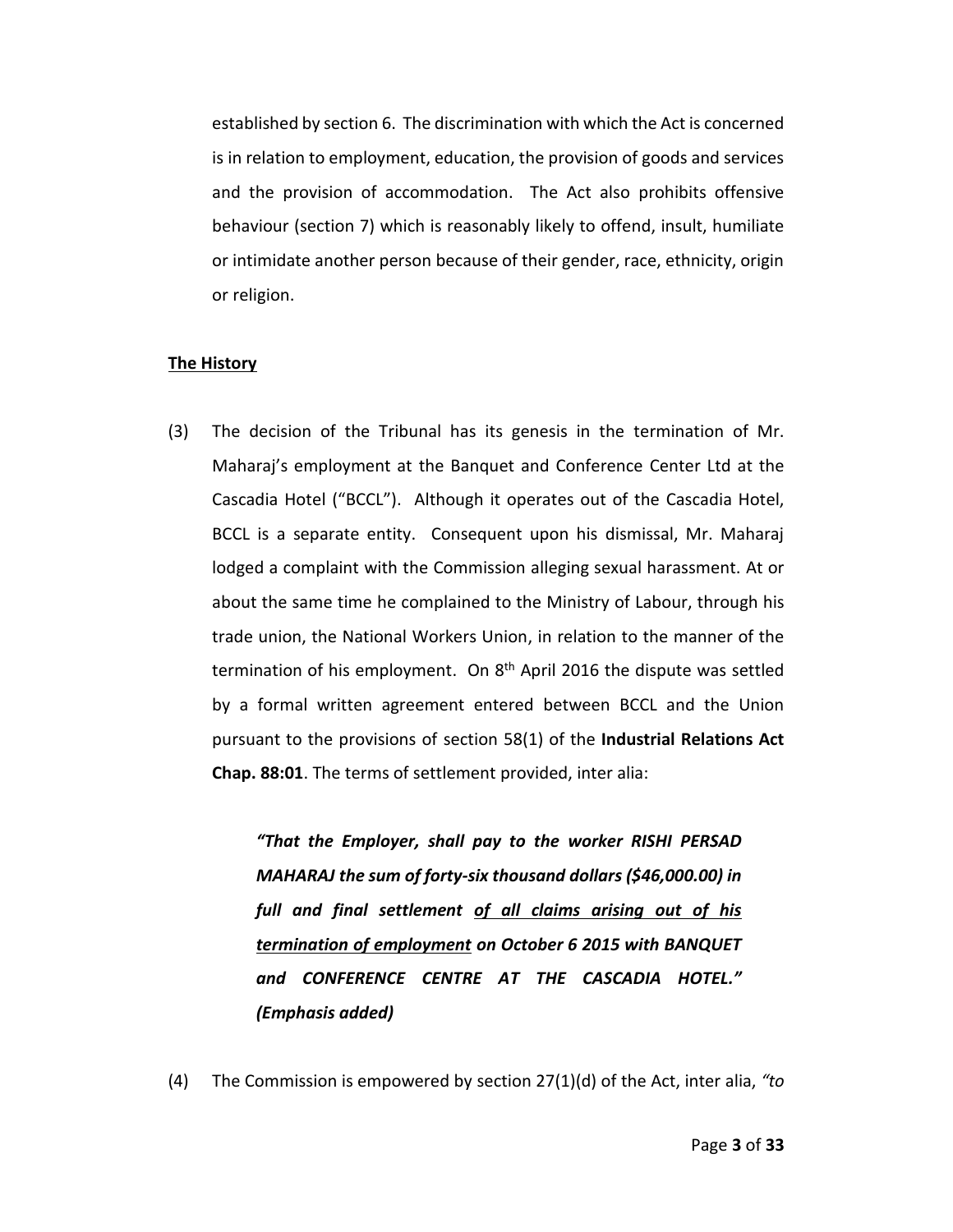established by section 6. The discrimination with which the Act is concerned is in relation to employment, education, the provision of goods and services and the provision of accommodation. The Act also prohibits offensive behaviour (section 7) which is reasonably likely to offend, insult, humiliate or intimidate another person because of their gender, race, ethnicity, origin or religion.

## The History

(3) The decision of the Tribunal has its genesis in the termination of Mr. Maharaj's employment at the Banquet and Conference Center Ltd at the Cascadia Hotel ("BCCL"). Although it operates out of the Cascadia Hotel, BCCL is a separate entity. Consequent upon his dismissal, Mr. Maharaj lodged a complaint with the Commission alleging sexual harassment. At or about the same time he complained to the Ministry of Labour, through his trade union, the National Workers Union, in relation to the manner of the termination of his employment. On 8th April 2016 the dispute was settled by a formal written agreement entered between BCCL and the Union pursuant to the provisions of section 58(1) of the **Industrial Relations Act Chap. 88:01**. The terms of settlement provided, inter alia:

> ***"That the Employer, shall pay to the worker RISHI PERSAD MAHARAJ the sum of forty-six thousand dollars ($46,000.00) in full and final settlement <u>of all claims arising out of his termination of employment</u> on October 6 2015 with BANQUET and CONFERENCE CENTRE AT THE CASCADIA HOTEL." (Emphasis added)***

(4) The Commission is empowered by section 27(1)(d) of the Act, inter alia, *"to*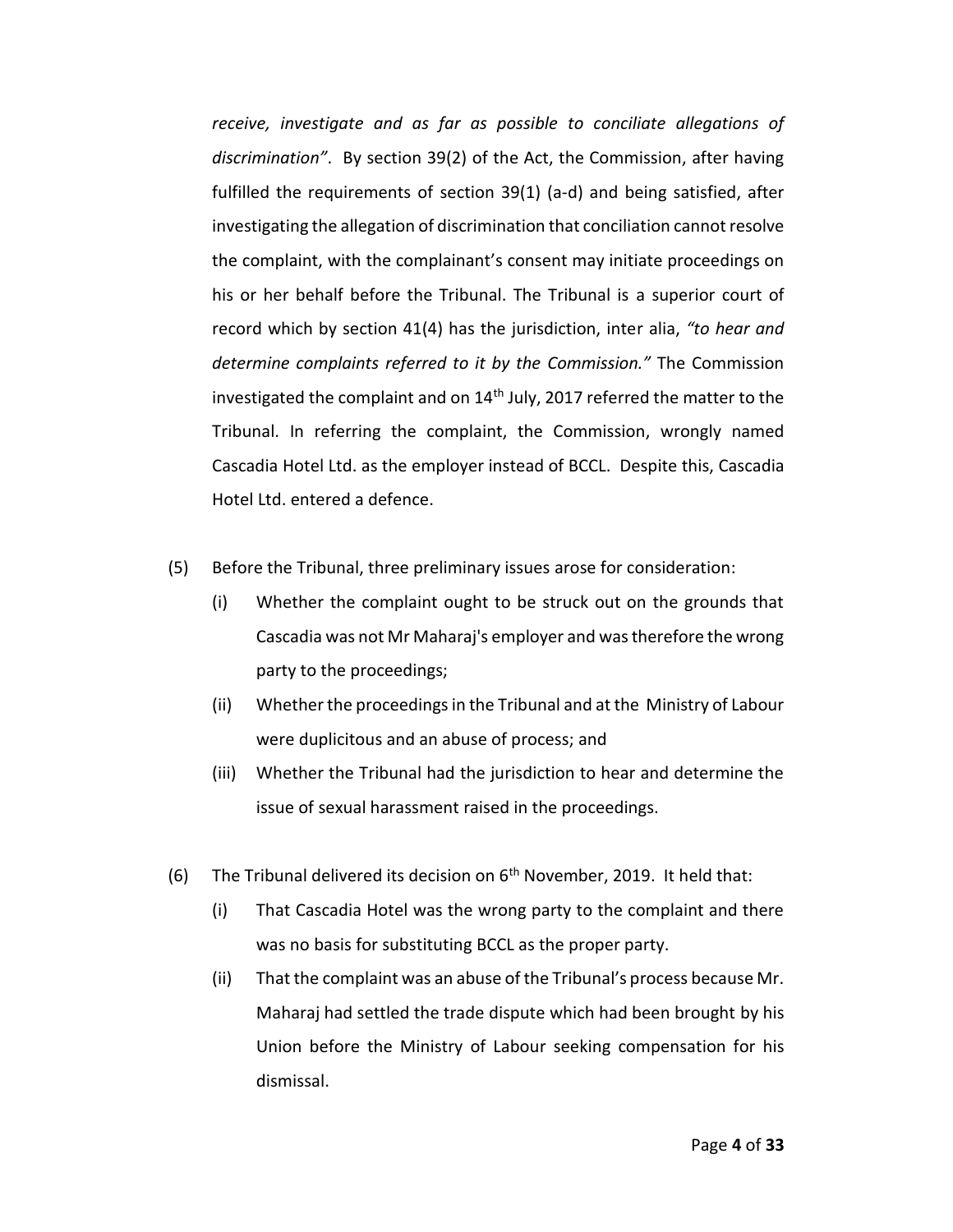*receive, investigate and as far as possible to conciliate allegations of discrimination"*. By section 39(2) of the Act, the Commission, after having fulfilled the requirements of section 39(1) (a-d) and being satisfied, after investigating the allegation of discrimination that conciliation cannot resolve the complaint, with the complainant's consent may initiate proceedings on his or her behalf before the Tribunal. The Tribunal is a superior court of record which by section 41(4) has the jurisdiction, inter alia, *"to hear and determine complaints referred to it by the Commission."* The Commission investigated the complaint and on 14th July, 2017 referred the matter to the Tribunal. In referring the complaint, the Commission, wrongly named Cascadia Hotel Ltd. as the employer instead of BCCL. Despite this, Cascadia Hotel Ltd. entered a defence.

(5) Before the Tribunal, three preliminary issues arose for consideration:

(i) Whether the complaint ought to be struck out on the grounds that Cascadia was not Mr Maharaj's employer and was therefore the wrong party to the proceedings;

(ii) Whether the proceedings in the Tribunal and at the Ministry of Labour were duplicitous and an abuse of process; and

(iii) Whether the Tribunal had the jurisdiction to hear and determine the issue of sexual harassment raised in the proceedings.

(6) The Tribunal delivered its decision on 6th November, 2019. It held that:

(i) That Cascadia Hotel was the wrong party to the complaint and there was no basis for substituting BCCL as the proper party.

(ii) That the complaint was an abuse of the Tribunal's process because Mr. Maharaj had settled the trade dispute which had been brought by his Union before the Ministry of Labour seeking compensation for his dismissal.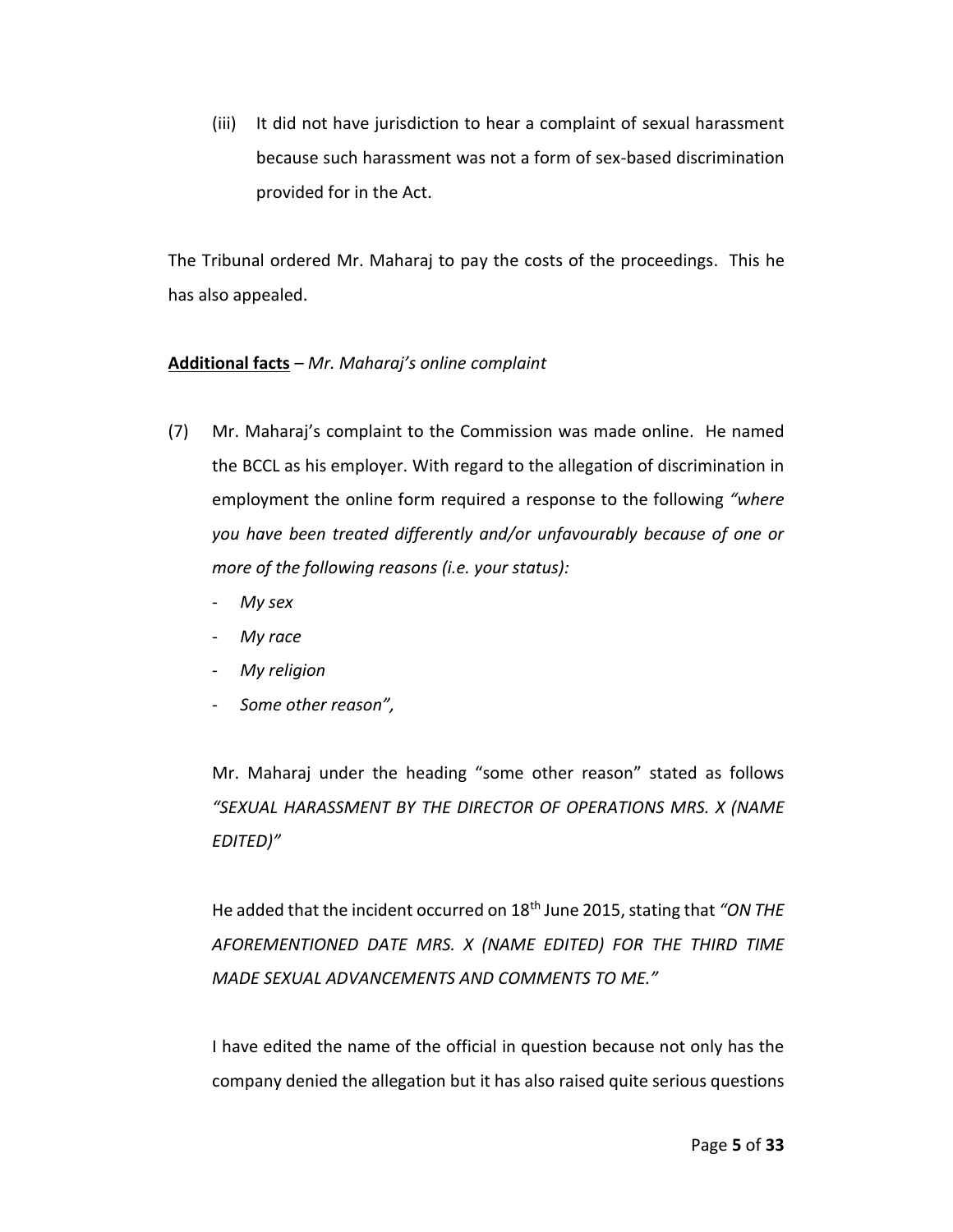(iii) It did not have jurisdiction to hear a complaint of sexual harassment because such harassment was not a form of sex-based discrimination provided for in the Act.

The Tribunal ordered Mr. Maharaj to pay the costs of the proceedings. This he has also appealed.

**<u>Additional facts</u>** – *Mr. Maharaj's online complaint*

(7) Mr. Maharaj's complaint to the Commission was made online. He named the BCCL as his employer. With regard to the allegation of discrimination in employment the online form required a response to the following *"where you have been treated differently and/or unfavourably because of one or more of the following reasons (i.e. your status):*

- *My sex*
- *My race*
- *My religion*
- *Some other reason",*

Mr. Maharaj under the heading "some other reason" stated as follows *"SEXUAL HARASSMENT BY THE DIRECTOR OF OPERATIONS MRS. X (NAME EDITED)"*

He added that the incident occurred on 18th June 2015, stating that *"ON THE AFOREMENTIONED DATE MRS. X (NAME EDITED) FOR THE THIRD TIME MADE SEXUAL ADVANCEMENTS AND COMMENTS TO ME."*

I have edited the name of the official in question because not only has the company denied the allegation but it has also raised quite serious questions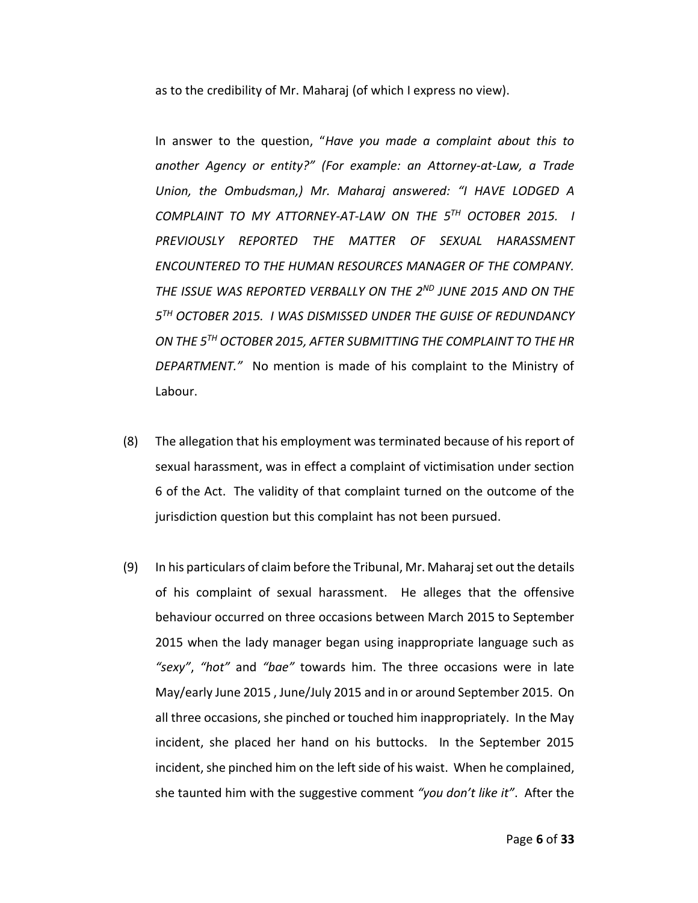as to the credibility of Mr. Maharaj (of which I express no view).

In answer to the question, "*Have you made a complaint about this to another Agency or entity?" (For example: an Attorney-at-Law, a Trade Union, the Ombudsman,) Mr. Maharaj answered: "I HAVE LODGED A COMPLAINT TO MY ATTORNEY-AT-LAW ON THE 5TH OCTOBER 2015. I PREVIOUSLY REPORTED THE MATTER OF SEXUAL HARASSMENT ENCOUNTERED TO THE HUMAN RESOURCES MANAGER OF THE COMPANY. THE ISSUE WAS REPORTED VERBALLY ON THE 2ND JUNE 2015 AND ON THE 5TH OCTOBER 2015. I WAS DISMISSED UNDER THE GUISE OF REDUNDANCY ON THE 5TH OCTOBER 2015, AFTER SUBMITTING THE COMPLAINT TO THE HR DEPARTMENT."* No mention is made of his complaint to the Ministry of Labour.

(8) The allegation that his employment was terminated because of his report of sexual harassment, was in effect a complaint of victimisation under section 6 of the Act. The validity of that complaint turned on the outcome of the jurisdiction question but this complaint has not been pursued.

(9) In his particulars of claim before the Tribunal, Mr. Maharaj set out the details of his complaint of sexual harassment. He alleges that the offensive behaviour occurred on three occasions between March 2015 to September 2015 when the lady manager began using inappropriate language such as *"sexy"*, *"hot"* and *"bae"* towards him. The three occasions were in late May/early June 2015 , June/July 2015 and in or around September 2015. On all three occasions, she pinched or touched him inappropriately. In the May incident, she placed her hand on his buttocks. In the September 2015 incident, she pinched him on the left side of his waist. When he complained, she taunted him with the suggestive comment *"you don't like it"*. After the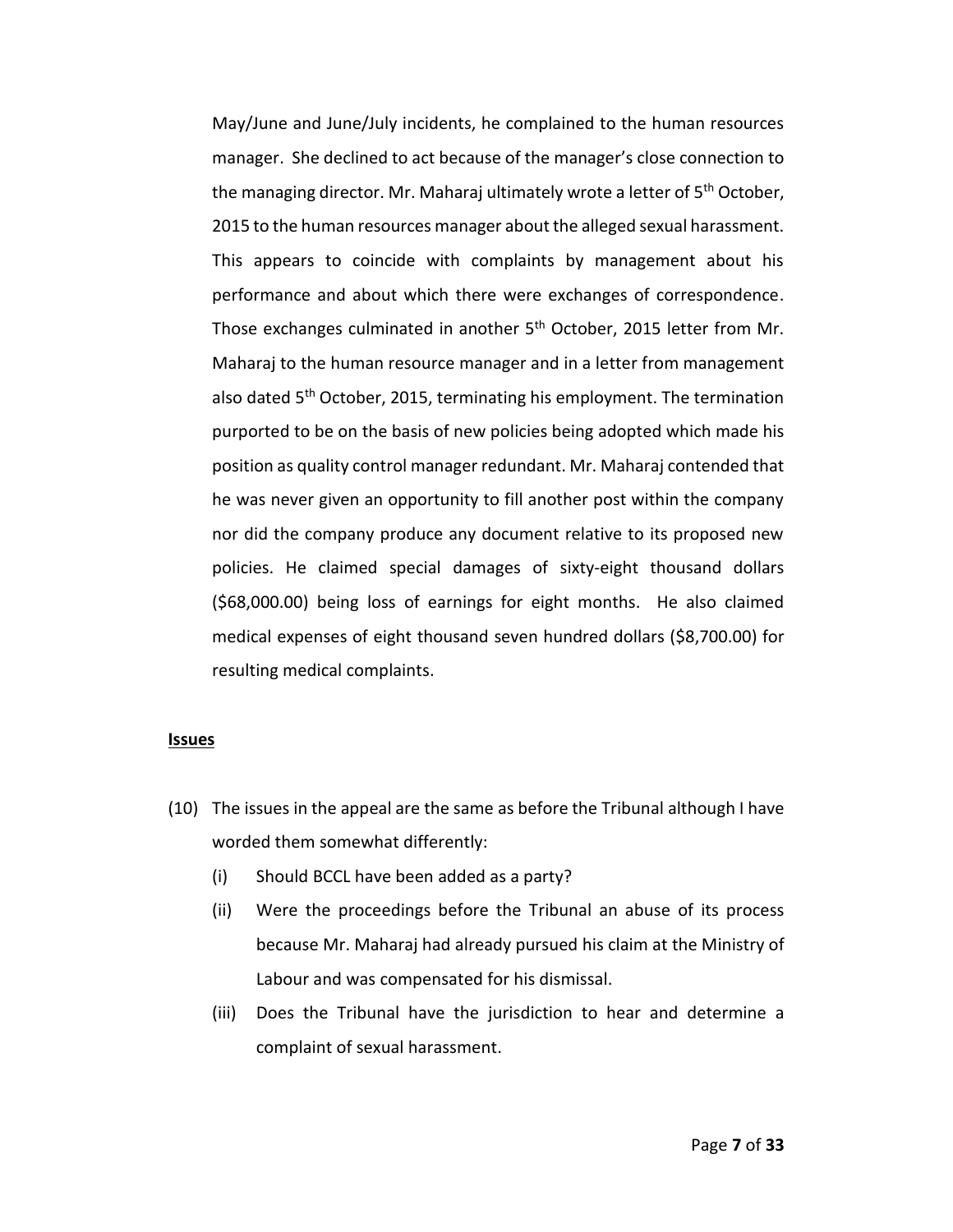May/June and June/July incidents, he complained to the human resources manager. She declined to act because of the manager's close connection to the managing director. Mr. Maharaj ultimately wrote a letter of 5th October, 2015 to the human resources manager about the alleged sexual harassment. This appears to coincide with complaints by management about his performance and about which there were exchanges of correspondence. Those exchanges culminated in another 5th October, 2015 letter from Mr. Maharaj to the human resource manager and in a letter from management also dated 5th October, 2015, terminating his employment. The termination purported to be on the basis of new policies being adopted which made his position as quality control manager redundant. Mr. Maharaj contended that he was never given an opportunity to fill another post within the company nor did the company produce any document relative to its proposed new policies. He claimed special damages of sixty-eight thousand dollars ($68,000.00) being loss of earnings for eight months. He also claimed medical expenses of eight thousand seven hundred dollars ($8,700.00) for resulting medical complaints.

**Issues**

(10) The issues in the appeal are the same as before the Tribunal although I have worded them somewhat differently:

(i) Should BCCL have been added as a party?

(ii) Were the proceedings before the Tribunal an abuse of its process because Mr. Maharaj had already pursued his claim at the Ministry of Labour and was compensated for his dismissal.

(iii) Does the Tribunal have the jurisdiction to hear and determine a complaint of sexual harassment.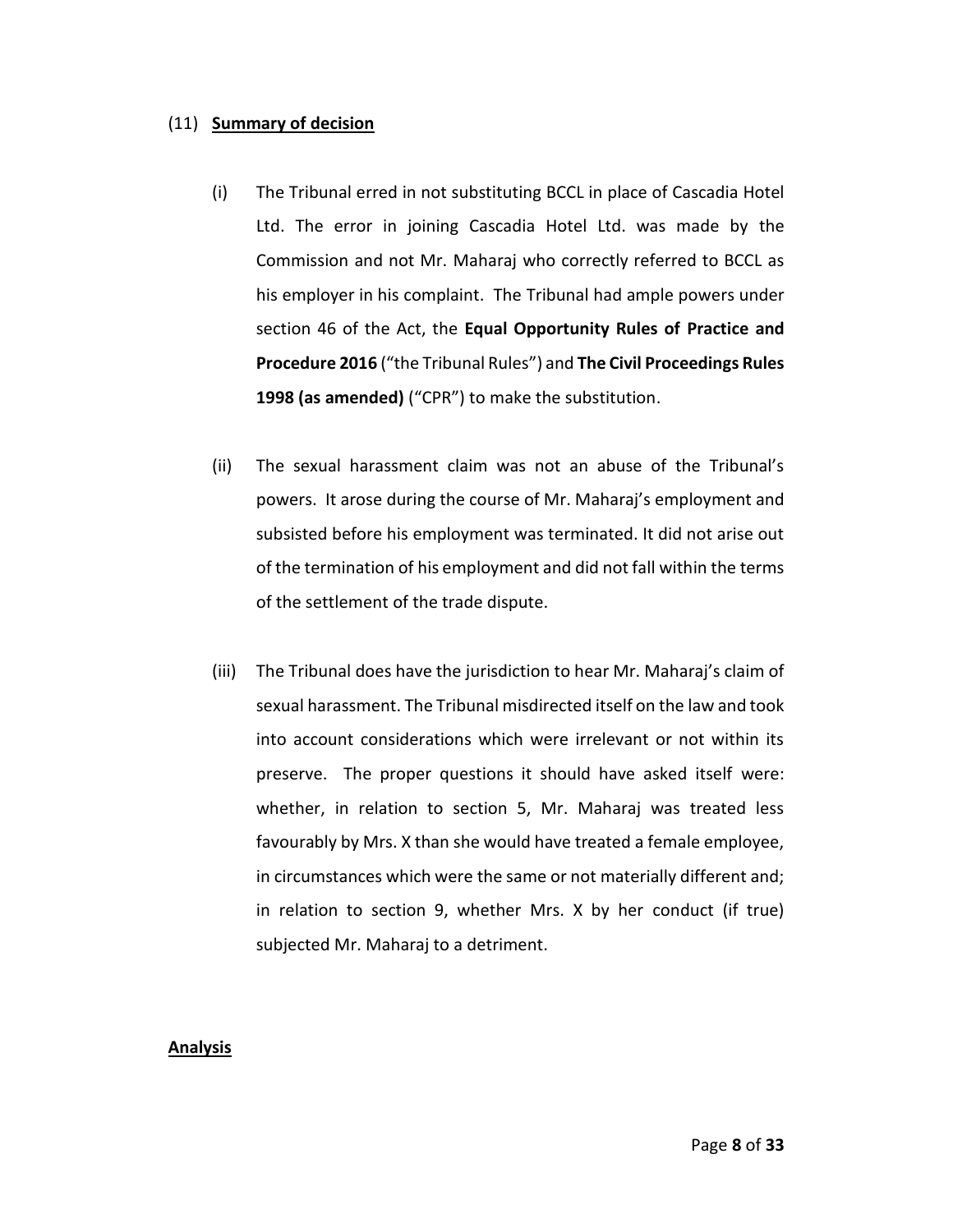(11) **<u>Summary of decision</u>**

(i) The Tribunal erred in not substituting BCCL in place of Cascadia Hotel Ltd. The error in joining Cascadia Hotel Ltd. was made by the Commission and not Mr. Maharaj who correctly referred to BCCL as his employer in his complaint. The Tribunal had ample powers under section 46 of the Act, the **Equal Opportunity Rules of Practice and Procedure 2016** ("the Tribunal Rules") and **The Civil Proceedings Rules 1998 (as amended)** ("CPR") to make the substitution.

(ii) The sexual harassment claim was not an abuse of the Tribunal's powers. It arose during the course of Mr. Maharaj's employment and subsisted before his employment was terminated. It did not arise out of the termination of his employment and did not fall within the terms of the settlement of the trade dispute.

(iii) The Tribunal does have the jurisdiction to hear Mr. Maharaj's claim of sexual harassment. The Tribunal misdirected itself on the law and took into account considerations which were irrelevant or not within its preserve. The proper questions it should have asked itself were: whether, in relation to section 5, Mr. Maharaj was treated less favourably by Mrs. X than she would have treated a female employee, in circumstances which were the same or not materially different and; in relation to section 9, whether Mrs. X by her conduct (if true) subjected Mr. Maharaj to a detriment.

**<u>Analysis</u>**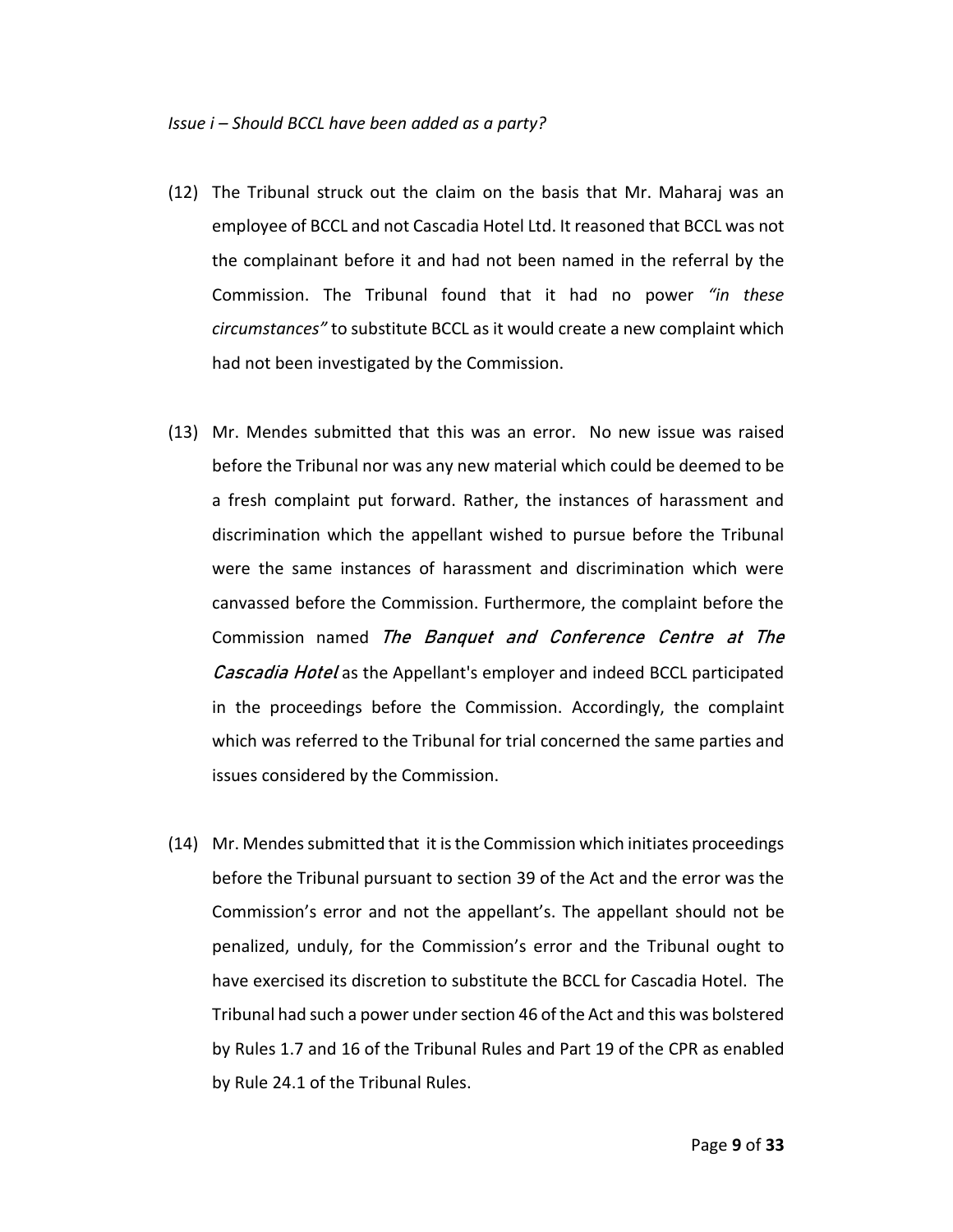*Issue i – Should BCCL have been added as a party?*

(12) The Tribunal struck out the claim on the basis that Mr. Maharaj was an employee of BCCL and not Cascadia Hotel Ltd. It reasoned that BCCL was not the complainant before it and had not been named in the referral by the Commission. The Tribunal found that it had no power *"in these circumstances"* to substitute BCCL as it would create a new complaint which had not been investigated by the Commission.

(13) Mr. Mendes submitted that this was an error. No new issue was raised before the Tribunal nor was any new material which could be deemed to be a fresh complaint put forward. Rather, the instances of harassment and discrimination which the appellant wished to pursue before the Tribunal were the same instances of harassment and discrimination which were canvassed before the Commission. Furthermore, the complaint before the Commission named *The Banquet and Conference Centre at The Cascadia Hotel* as the Appellant's employer and indeed BCCL participated in the proceedings before the Commission. Accordingly, the complaint which was referred to the Tribunal for trial concerned the same parties and issues considered by the Commission.

(14) Mr. Mendes submitted that it is the Commission which initiates proceedings before the Tribunal pursuant to section 39 of the Act and the error was the Commission's error and not the appellant's. The appellant should not be penalized, unduly, for the Commission's error and the Tribunal ought to have exercised its discretion to substitute the BCCL for Cascadia Hotel. The Tribunal had such a power under section 46 of the Act and this was bolstered by Rules 1.7 and 16 of the Tribunal Rules and Part 19 of the CPR as enabled by Rule 24.1 of the Tribunal Rules.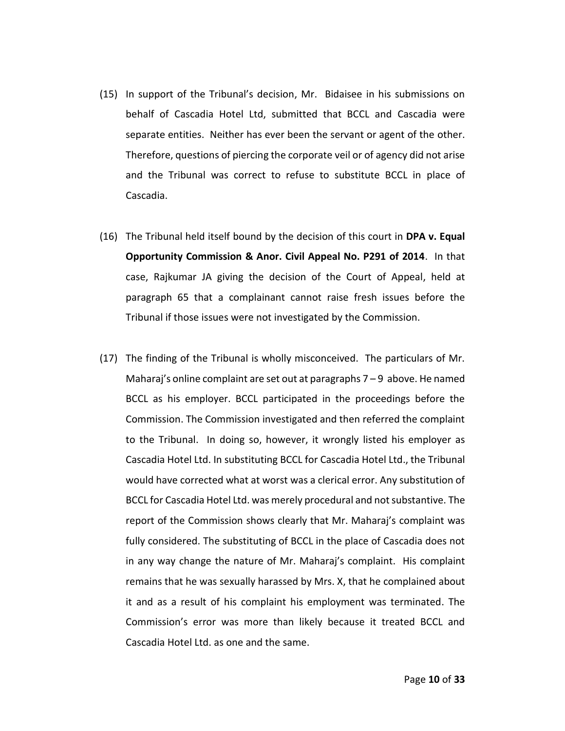(15) In support of the Tribunal's decision, Mr. Bidaisee in his submissions on behalf of Cascadia Hotel Ltd, submitted that BCCL and Cascadia were separate entities. Neither has ever been the servant or agent of the other. Therefore, questions of piercing the corporate veil or of agency did not arise and the Tribunal was correct to refuse to substitute BCCL in place of Cascadia.

(16) The Tribunal held itself bound by the decision of this court in **DPA v. Equal Opportunity Commission & Anor. Civil Appeal No. P291 of 2014**. In that case, Rajkumar JA giving the decision of the Court of Appeal, held at paragraph 65 that a complainant cannot raise fresh issues before the Tribunal if those issues were not investigated by the Commission.

(17) The finding of the Tribunal is wholly misconceived. The particulars of Mr. Maharaj's online complaint are set out at paragraphs 7 – 9 above. He named BCCL as his employer. BCCL participated in the proceedings before the Commission. The Commission investigated and then referred the complaint to the Tribunal. In doing so, however, it wrongly listed his employer as Cascadia Hotel Ltd. In substituting BCCL for Cascadia Hotel Ltd., the Tribunal would have corrected what at worst was a clerical error. Any substitution of BCCL for Cascadia Hotel Ltd. was merely procedural and not substantive. The report of the Commission shows clearly that Mr. Maharaj's complaint was fully considered. The substituting of BCCL in the place of Cascadia does not in any way change the nature of Mr. Maharaj's complaint. His complaint remains that he was sexually harassed by Mrs. X, that he complained about it and as a result of his complaint his employment was terminated. The Commission's error was more than likely because it treated BCCL and Cascadia Hotel Ltd. as one and the same.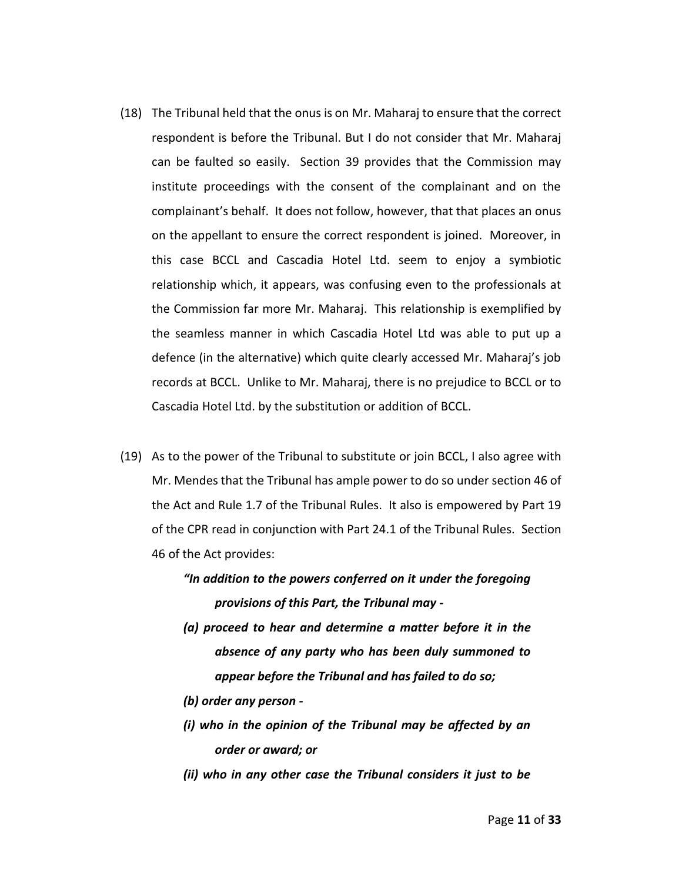(18) The Tribunal held that the onus is on Mr. Maharaj to ensure that the correct respondent is before the Tribunal. But I do not consider that Mr. Maharaj can be faulted so easily. Section 39 provides that the Commission may institute proceedings with the consent of the complainant and on the complainant's behalf. It does not follow, however, that that places an onus on the appellant to ensure the correct respondent is joined. Moreover, in this case BCCL and Cascadia Hotel Ltd. seem to enjoy a symbiotic relationship which, it appears, was confusing even to the professionals at the Commission far more Mr. Maharaj. This relationship is exemplified by the seamless manner in which Cascadia Hotel Ltd was able to put up a defence (in the alternative) which quite clearly accessed Mr. Maharaj's job records at BCCL. Unlike to Mr. Maharaj, there is no prejudice to BCCL or to Cascadia Hotel Ltd. by the substitution or addition of BCCL.

(19) As to the power of the Tribunal to substitute or join BCCL, I also agree with Mr. Mendes that the Tribunal has ample power to do so under section 46 of the Act and Rule 1.7 of the Tribunal Rules. It also is empowered by Part 19 of the CPR read in conjunction with Part 24.1 of the Tribunal Rules. Section 46 of the Act provides:

> ***"In addition to the powers conferred on it under the foregoing provisions of this Part, the Tribunal may -***
>
> ***(a) proceed to hear and determine a matter before it in the absence of any party who has been duly summoned to appear before the Tribunal and has failed to do so;***
>
> ***(b) order any person -***
>
> ***(i) who in the opinion of the Tribunal may be affected by an order or award; or***
>
> ***(ii) who in any other case the Tribunal considers it just to be***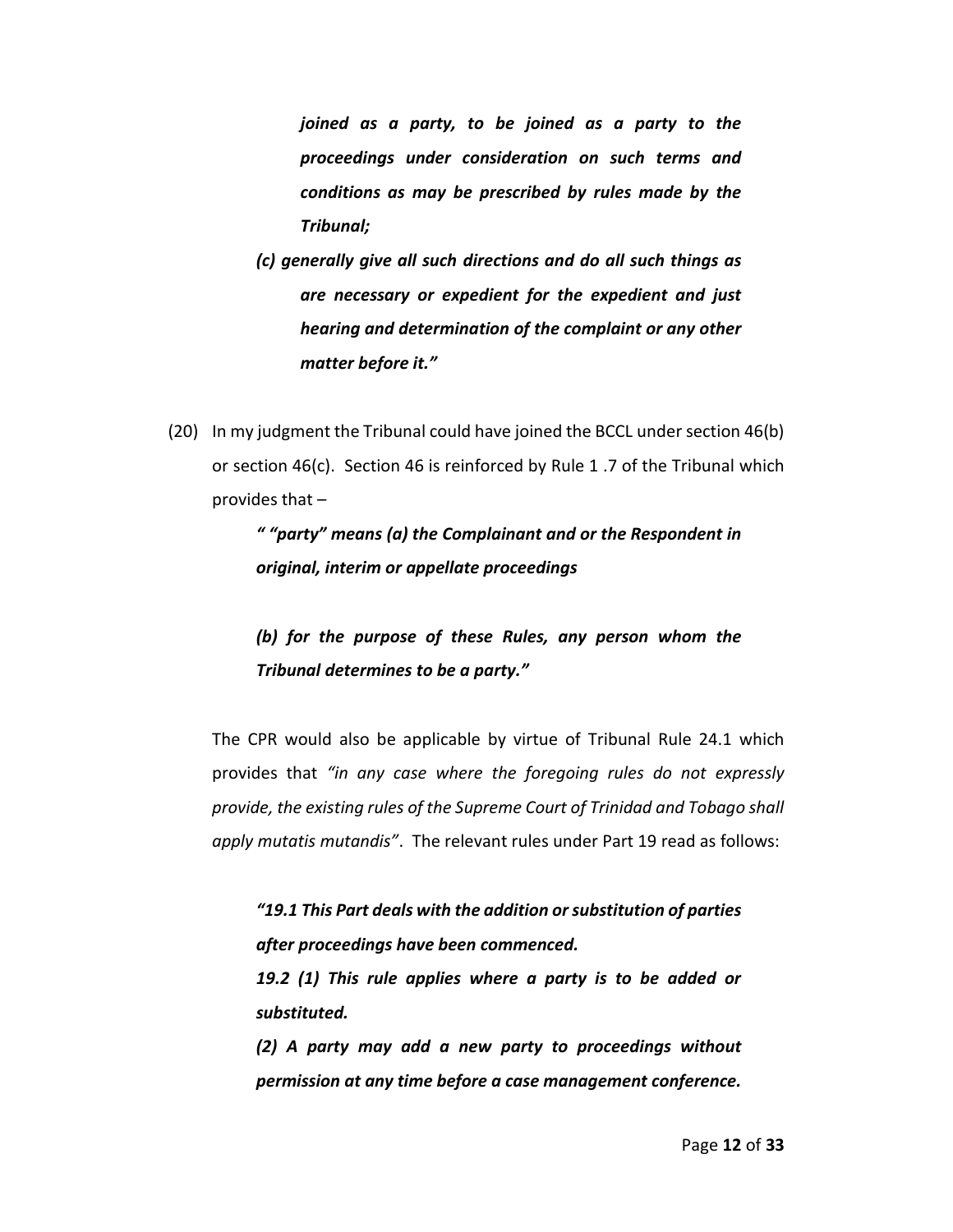> ***joined as a party, to be joined as a party to the proceedings under consideration on such terms and conditions as may be prescribed by rules made by the Tribunal;***
>
> ***(c) generally give all such directions and do all such things as are necessary or expedient for the expedient and just hearing and determination of the complaint or any other matter before it."***

(20) In my judgment the Tribunal could have joined the BCCL under section 46(b) or section 46(c). Section 46 is reinforced by Rule 1 .7 of the Tribunal which provides that –

> ***" "party" means (a) the Complainant and or the Respondent in original, interim or appellate proceedings***
>
> ***(b) for the purpose of these Rules, any person whom the Tribunal determines to be a party."***

The CPR would also be applicable by virtue of Tribunal Rule 24.1 which provides that *"in any case where the foregoing rules do not expressly provide, the existing rules of the Supreme Court of Trinidad and Tobago shall apply mutatis mutandis"*. The relevant rules under Part 19 read as follows:

> ***"19.1 This Part deals with the addition or substitution of parties after proceedings have been commenced.***
>
> ***19.2 (1) This rule applies where a party is to be added or substituted.***
>
> ***(2) A party may add a new party to proceedings without permission at any time before a case management conference.***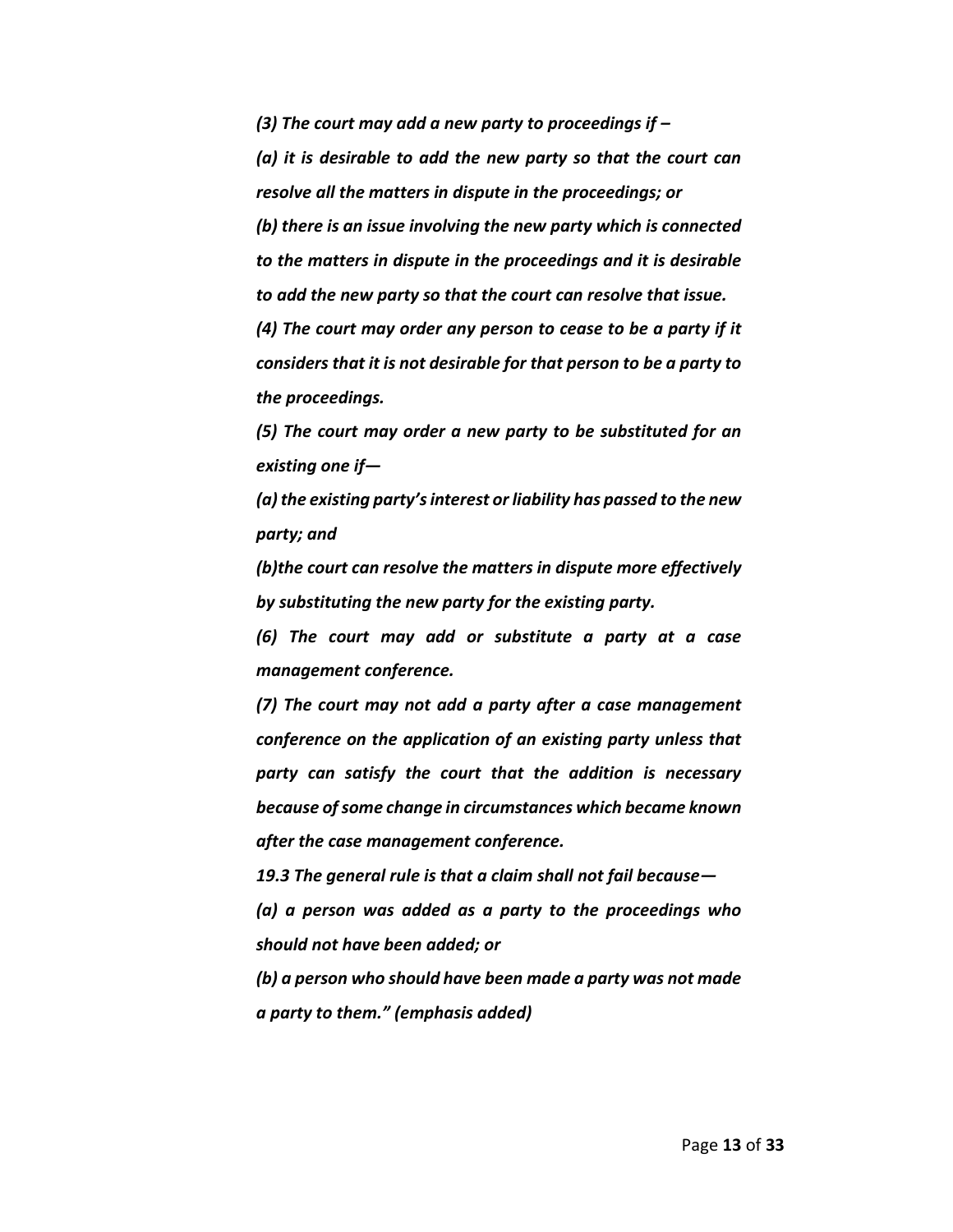***(3) The court may add a new party to proceedings if –***

***(a) it is desirable to add the new party so that the court can resolve all the matters in dispute in the proceedings; or***

***(b) there is an issue involving the new party which is connected to the matters in dispute in the proceedings and it is desirable to add the new party so that the court can resolve that issue.***

***(4) The court may order any person to cease to be a party if it considers that it is not desirable for that person to be a party to the proceedings.***

***(5) The court may order a new party to be substituted for an existing one if—***

***(a) the existing party's interest or liability has passed to the new party; and***

***(b)the court can resolve the matters in dispute more effectively by substituting the new party for the existing party.***

***(6) The court may add or substitute a party at a case management conference.***

***(7) The court may not add a party after a case management conference on the application of an existing party unless that party can satisfy the court that the addition is necessary because of some change in circumstances which became known after the case management conference.***

***19.3 The general rule is that a claim shall not fail because—***

***(a) a person was added as a party to the proceedings who should not have been added; or***

***(b) a person who should have been made a party was not made a party to them." (emphasis added)***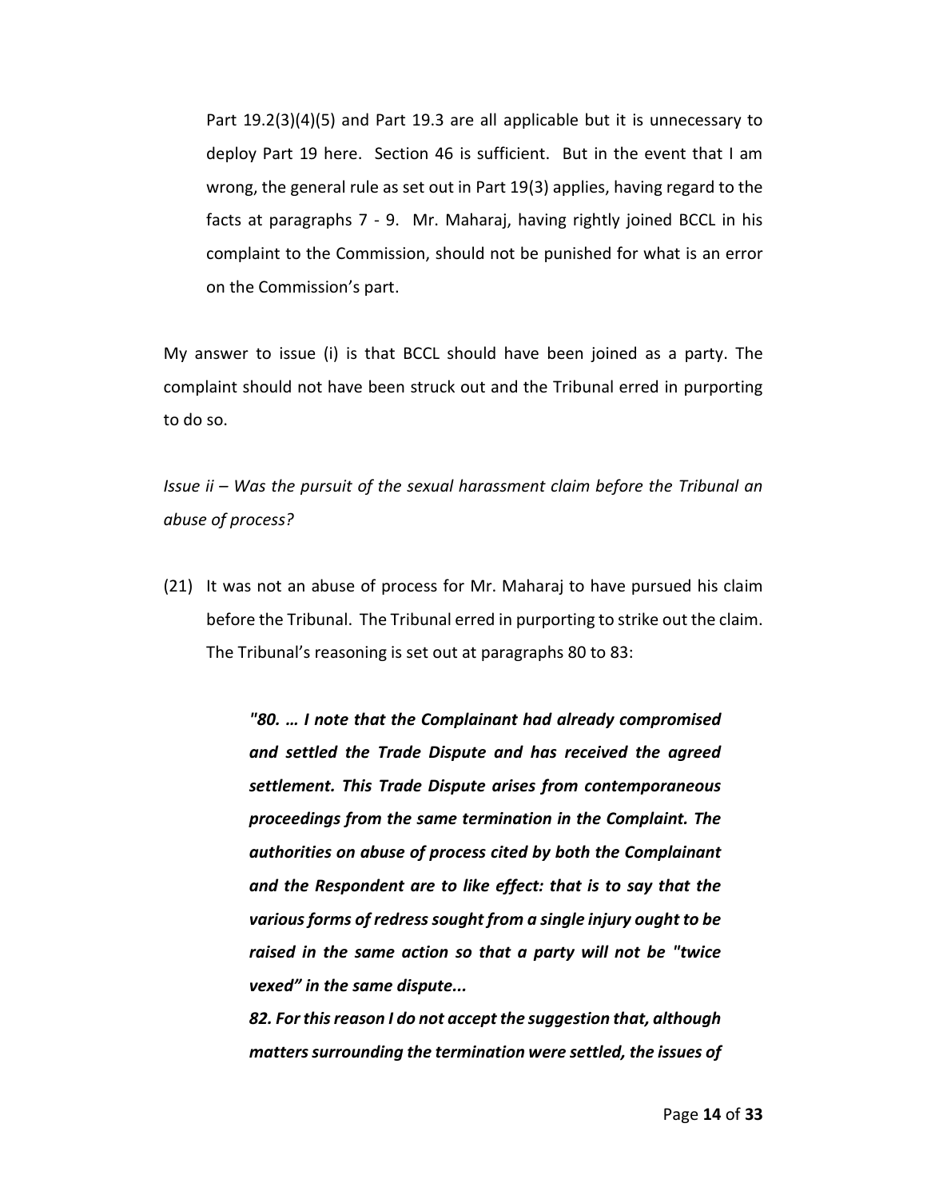Part 19.2(3)(4)(5) and Part 19.3 are all applicable but it is unnecessary to deploy Part 19 here. Section 46 is sufficient. But in the event that I am wrong, the general rule as set out in Part 19(3) applies, having regard to the facts at paragraphs 7 - 9. Mr. Maharaj, having rightly joined BCCL in his complaint to the Commission, should not be punished for what is an error on the Commission's part.

My answer to issue (i) is that BCCL should have been joined as a party. The complaint should not have been struck out and the Tribunal erred in purporting to do so.

*Issue ii – Was the pursuit of the sexual harassment claim before the Tribunal an abuse of process?*

(21) It was not an abuse of process for Mr. Maharaj to have pursued his claim before the Tribunal. The Tribunal erred in purporting to strike out the claim. The Tribunal's reasoning is set out at paragraphs 80 to 83:

> ***"80. … I note that the Complainant had already compromised and settled the Trade Dispute and has received the agreed settlement. This Trade Dispute arises from contemporaneous proceedings from the same termination in the Complaint. The authorities on abuse of process cited by both the Complainant and the Respondent are to like effect: that is to say that the various forms of redress sought from a single injury ought to be raised in the same action so that a party will not be "twice vexed" in the same dispute...***
>
> ***82. For this reason I do not accept the suggestion that, although matters surrounding the termination were settled, the issues of***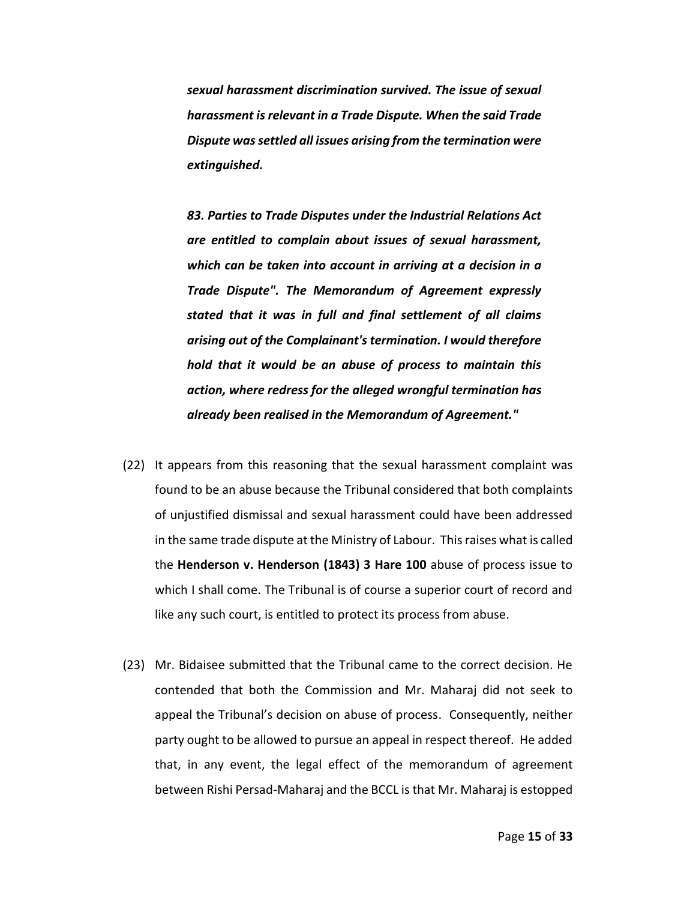> ***sexual harassment discrimination survived. The issue of sexual harassment is relevant in a Trade Dispute. When the said Trade Dispute was settled all issues arising from the termination were extinguished.***
>
> ***83. Parties to Trade Disputes under the Industrial Relations Act are entitled to complain about issues of sexual harassment, which can be taken into account in arriving at a decision in a Trade Dispute". The Memorandum of Agreement expressly stated that it was in full and final settlement of all claims arising out of the Complainant's termination. I would therefore hold that it would be an abuse of process to maintain this action, where redress for the alleged wrongful termination has already been realised in the Memorandum of Agreement."***

(22) It appears from this reasoning that the sexual harassment complaint was found to be an abuse because the Tribunal considered that both complaints of unjustified dismissal and sexual harassment could have been addressed in the same trade dispute at the Ministry of Labour. This raises what is called the **Henderson v. Henderson (1843) 3 Hare 100** abuse of process issue to which I shall come. The Tribunal is of course a superior court of record and like any such court, is entitled to protect its process from abuse.

(23) Mr. Bidaisee submitted that the Tribunal came to the correct decision. He contended that both the Commission and Mr. Maharaj did not seek to appeal the Tribunal's decision on abuse of process. Consequently, neither party ought to be allowed to pursue an appeal in respect thereof. He added that, in any event, the legal effect of the memorandum of agreement between Rishi Persad-Maharaj and the BCCL is that Mr. Maharaj is estopped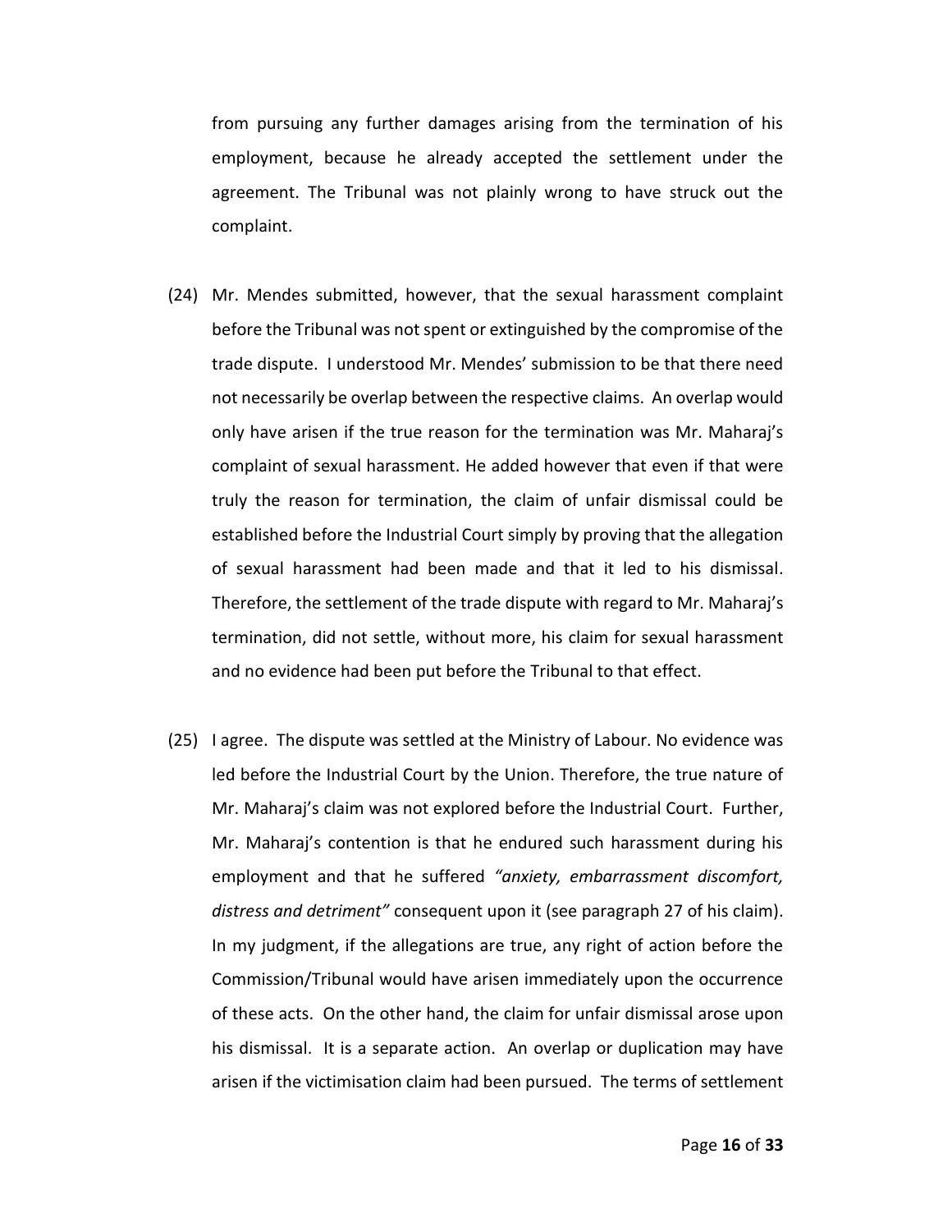from pursuing any further damages arising from the termination of his employment, because he already accepted the settlement under the agreement. The Tribunal was not plainly wrong to have struck out the complaint.

(24) Mr. Mendes submitted, however, that the sexual harassment complaint before the Tribunal was not spent or extinguished by the compromise of the trade dispute. I understood Mr. Mendes' submission to be that there need not necessarily be overlap between the respective claims. An overlap would only have arisen if the true reason for the termination was Mr. Maharaj's complaint of sexual harassment. He added however that even if that were truly the reason for termination, the claim of unfair dismissal could be established before the Industrial Court simply by proving that the allegation of sexual harassment had been made and that it led to his dismissal. Therefore, the settlement of the trade dispute with regard to Mr. Maharaj's termination, did not settle, without more, his claim for sexual harassment and no evidence had been put before the Tribunal to that effect.

(25) I agree. The dispute was settled at the Ministry of Labour. No evidence was led before the Industrial Court by the Union. Therefore, the true nature of Mr. Maharaj's claim was not explored before the Industrial Court. Further, Mr. Maharaj's contention is that he endured such harassment during his employment and that he suffered *"anxiety, embarrassment discomfort, distress and detriment"* consequent upon it (see paragraph 27 of his claim). In my judgment, if the allegations are true, any right of action before the Commission/Tribunal would have arisen immediately upon the occurrence of these acts. On the other hand, the claim for unfair dismissal arose upon his dismissal. It is a separate action. An overlap or duplication may have arisen if the victimisation claim had been pursued. The terms of settlement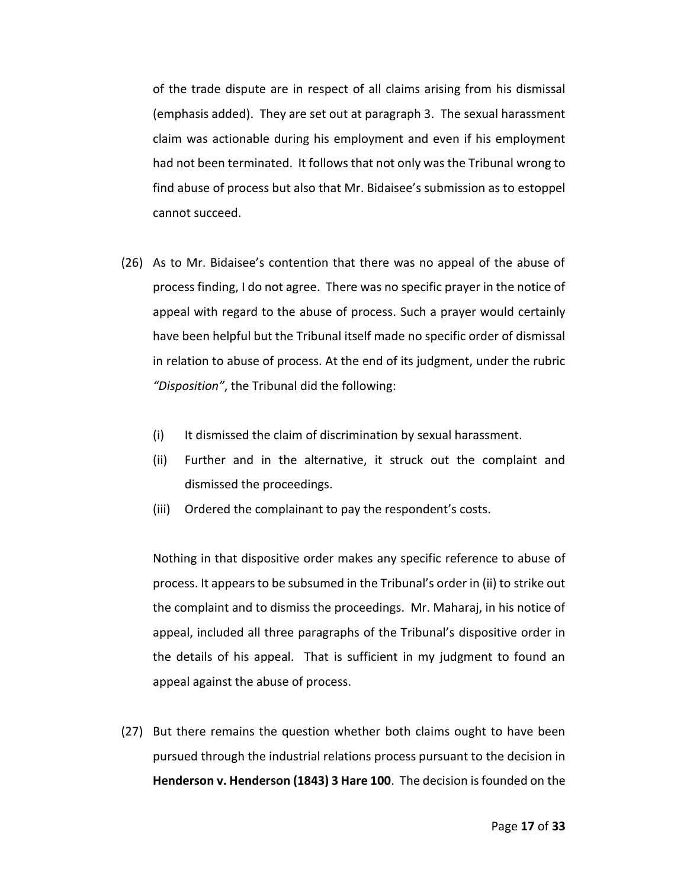of the trade dispute are in respect of all claims arising from his dismissal (emphasis added). They are set out at paragraph 3. The sexual harassment claim was actionable during his employment and even if his employment had not been terminated. It follows that not only was the Tribunal wrong to find abuse of process but also that Mr. Bidaisee's submission as to estoppel cannot succeed.

(26) As to Mr. Bidaisee's contention that there was no appeal of the abuse of process finding, I do not agree. There was no specific prayer in the notice of appeal with regard to the abuse of process. Such a prayer would certainly have been helpful but the Tribunal itself made no specific order of dismissal in relation to abuse of process. At the end of its judgment, under the rubric *"Disposition"*, the Tribunal did the following:

(i) It dismissed the claim of discrimination by sexual harassment.

(ii) Further and in the alternative, it struck out the complaint and dismissed the proceedings.

(iii) Ordered the complainant to pay the respondent's costs.

Nothing in that dispositive order makes any specific reference to abuse of process. It appears to be subsumed in the Tribunal's order in (ii) to strike out the complaint and to dismiss the proceedings. Mr. Maharaj, in his notice of appeal, included all three paragraphs of the Tribunal's dispositive order in the details of his appeal. That is sufficient in my judgment to found an appeal against the abuse of process.

(27) But there remains the question whether both claims ought to have been pursued through the industrial relations process pursuant to the decision in **Henderson v. Henderson (1843) 3 Hare 100**. The decision is founded on the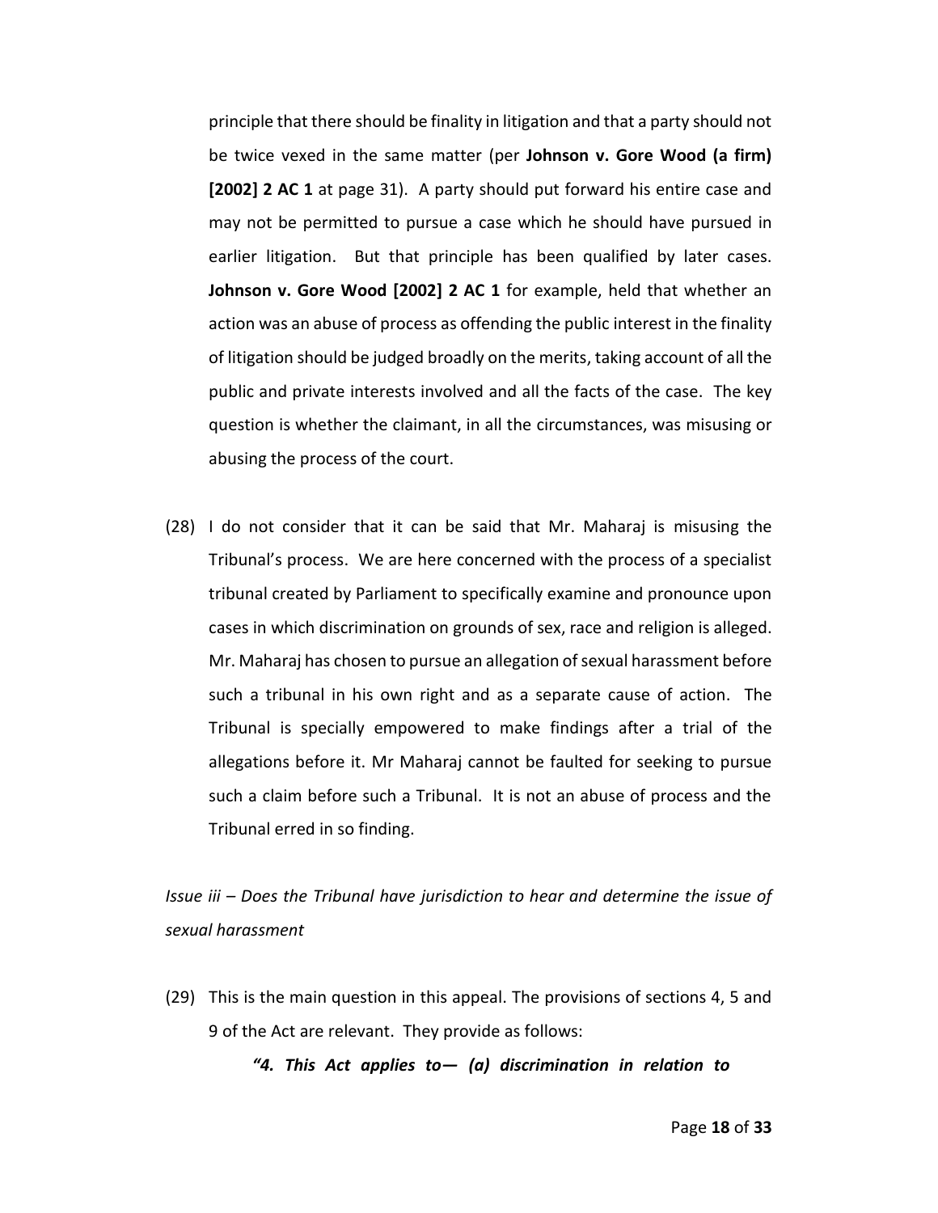principle that there should be finality in litigation and that a party should not be twice vexed in the same matter (per **Johnson v. Gore Wood (a firm) [2002] 2 AC 1** at page 31). A party should put forward his entire case and may not be permitted to pursue a case which he should have pursued in earlier litigation. But that principle has been qualified by later cases. **Johnson v. Gore Wood [2002] 2 AC 1** for example, held that whether an action was an abuse of process as offending the public interest in the finality of litigation should be judged broadly on the merits, taking account of all the public and private interests involved and all the facts of the case. The key question is whether the claimant, in all the circumstances, was misusing or abusing the process of the court.

(28) I do not consider that it can be said that Mr. Maharaj is misusing the Tribunal's process. We are here concerned with the process of a specialist tribunal created by Parliament to specifically examine and pronounce upon cases in which discrimination on grounds of sex, race and religion is alleged. Mr. Maharaj has chosen to pursue an allegation of sexual harassment before such a tribunal in his own right and as a separate cause of action. The Tribunal is specially empowered to make findings after a trial of the allegations before it. Mr Maharaj cannot be faulted for seeking to pursue such a claim before such a Tribunal. It is not an abuse of process and the Tribunal erred in so finding.

*Issue iii – Does the Tribunal have jurisdiction to hear and determine the issue of sexual harassment*

(29) This is the main question in this appeal. The provisions of sections 4, 5 and 9 of the Act are relevant. They provide as follows:

***"4. This Act applies to— (a) discrimination in relation to***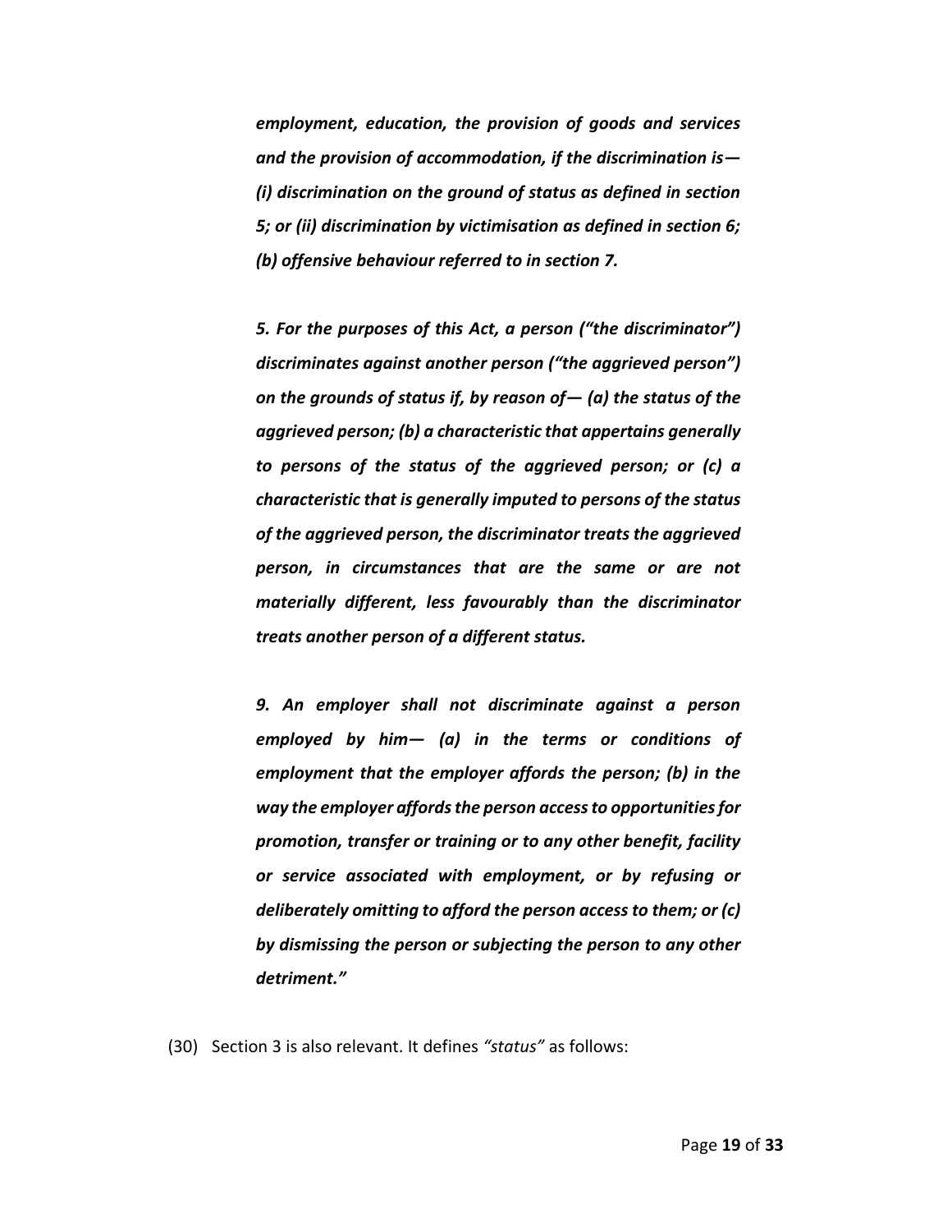*employment, education, the provision of goods and services and the provision of accommodation, if the discrimination is— (i) discrimination on the ground of status as defined in section 5; or (ii) discrimination by victimisation as defined in section 6; (b) offensive behaviour referred to in section 7.*

*5. For the purposes of this Act, a person ("the discriminator") discriminates against another person ("the aggrieved person") on the grounds of status if, by reason of— (a) the status of the aggrieved person; (b) a characteristic that appertains generally to persons of the status of the aggrieved person; or (c) a characteristic that is generally imputed to persons of the status of the aggrieved person, the discriminator treats the aggrieved person, in circumstances that are the same or are not materially different, less favourably than the discriminator treats another person of a different status.*

*9. An employer shall not discriminate against a person employed by him— (a) in the terms or conditions of employment that the employer affords the person; (b) in the way the employer affords the person access to opportunities for promotion, transfer or training or to any other benefit, facility or service associated with employment, or by refusing or deliberately omitting to afford the person access to them; or (c) by dismissing the person or subjecting the person to any other detriment."*

(30) Section 3 is also relevant. It defines *"status"* as follows: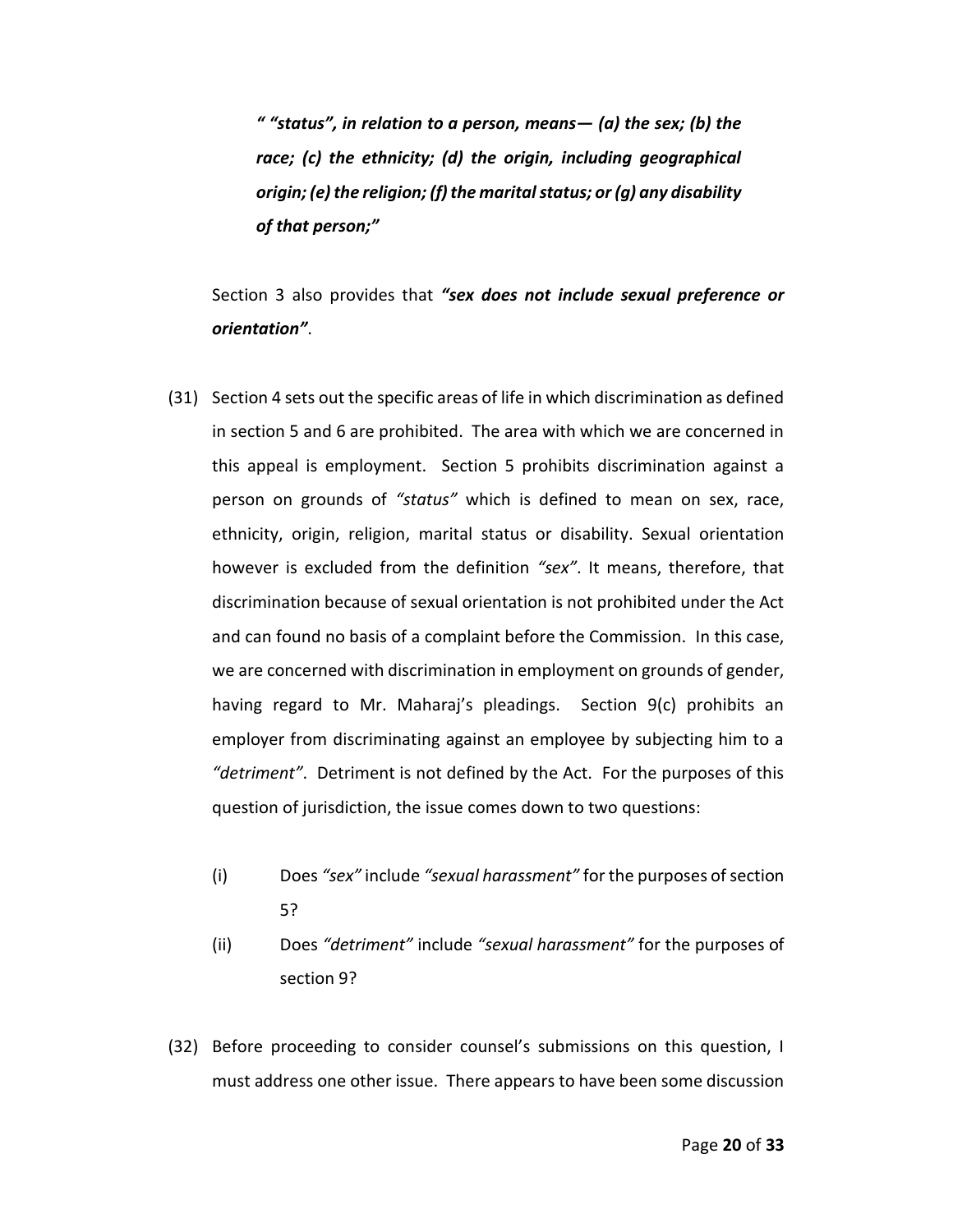> ***" "status", in relation to a person, means— (a) the sex; (b) the race; (c) the ethnicity; (d) the origin, including geographical origin; (e) the religion; (f) the marital status; or (g) any disability of that person;"***

Section 3 also provides that ***"sex does not include sexual preference or orientation"***.

(31) Section 4 sets out the specific areas of life in which discrimination as defined in section 5 and 6 are prohibited. The area with which we are concerned in this appeal is employment. Section 5 prohibits discrimination against a person on grounds of *"status"* which is defined to mean on sex, race, ethnicity, origin, religion, marital status or disability. Sexual orientation however is excluded from the definition *"sex"*. It means, therefore, that discrimination because of sexual orientation is not prohibited under the Act and can found no basis of a complaint before the Commission. In this case, we are concerned with discrimination in employment on grounds of gender, having regard to Mr. Maharaj's pleadings. Section 9(c) prohibits an employer from discriminating against an employee by subjecting him to a *"detriment"*. Detriment is not defined by the Act. For the purposes of this question of jurisdiction, the issue comes down to two questions:

(i) Does *"sex"* include *"sexual harassment"* for the purposes of section 5?

(ii) Does *"detriment"* include *"sexual harassment"* for the purposes of section 9?

(32) Before proceeding to consider counsel's submissions on this question, I must address one other issue. There appears to have been some discussion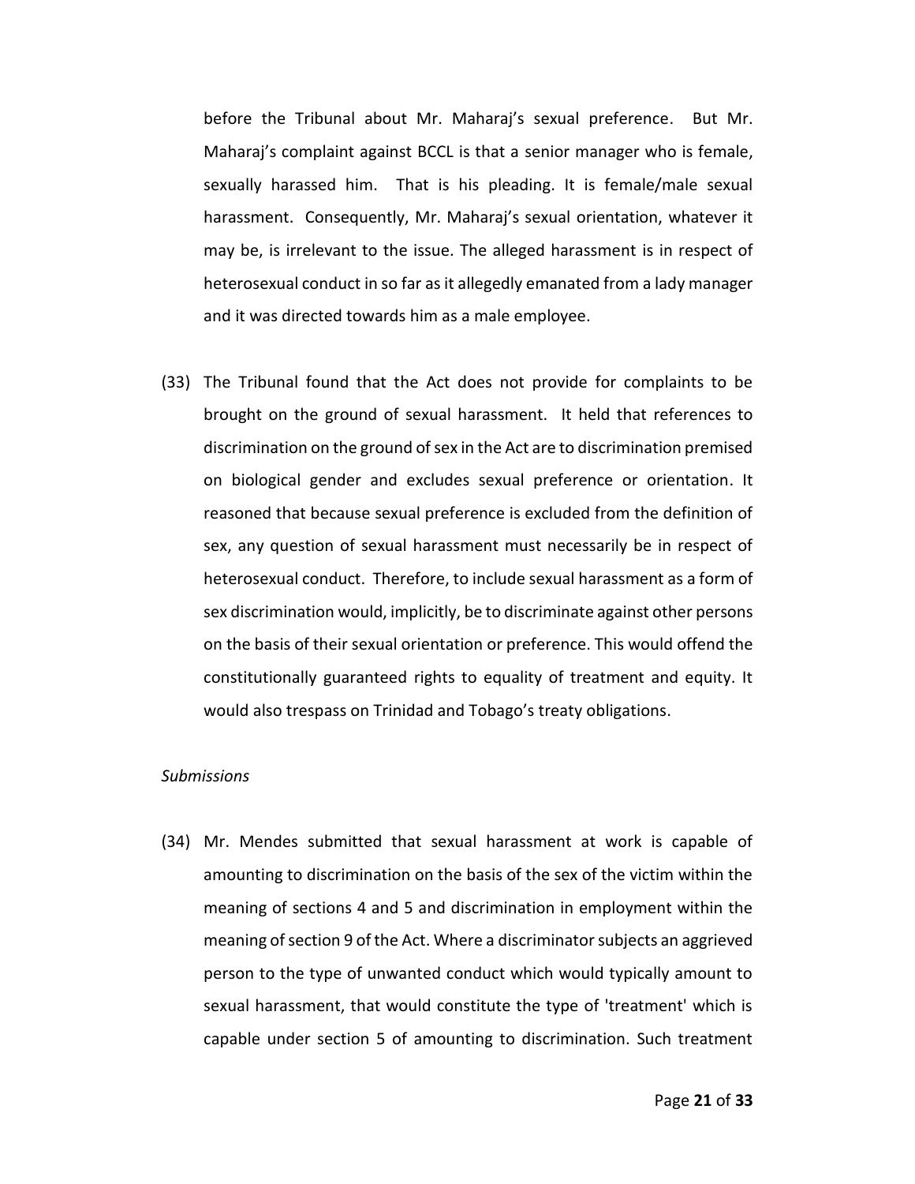before the Tribunal about Mr. Maharaj's sexual preference. But Mr. Maharaj's complaint against BCCL is that a senior manager who is female, sexually harassed him. That is his pleading. It is female/male sexual harassment. Consequently, Mr. Maharaj's sexual orientation, whatever it may be, is irrelevant to the issue. The alleged harassment is in respect of heterosexual conduct in so far as it allegedly emanated from a lady manager and it was directed towards him as a male employee.

(33) The Tribunal found that the Act does not provide for complaints to be brought on the ground of sexual harassment. It held that references to discrimination on the ground of sex in the Act are to discrimination premised on biological gender and excludes sexual preference or orientation. It reasoned that because sexual preference is excluded from the definition of sex, any question of sexual harassment must necessarily be in respect of heterosexual conduct. Therefore, to include sexual harassment as a form of sex discrimination would, implicitly, be to discriminate against other persons on the basis of their sexual orientation or preference. This would offend the constitutionally guaranteed rights to equality of treatment and equity. It would also trespass on Trinidad and Tobago's treaty obligations.

*Submissions*

(34) Mr. Mendes submitted that sexual harassment at work is capable of amounting to discrimination on the basis of the sex of the victim within the meaning of sections 4 and 5 and discrimination in employment within the meaning of section 9 of the Act. Where a discriminator subjects an aggrieved person to the type of unwanted conduct which would typically amount to sexual harassment, that would constitute the type of 'treatment' which is capable under section 5 of amounting to discrimination. Such treatment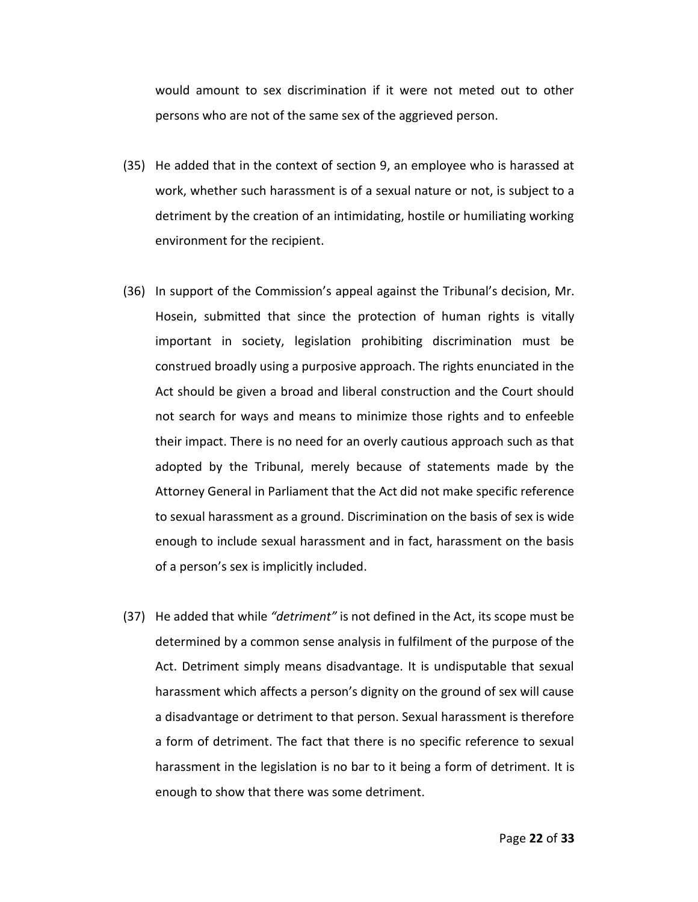would amount to sex discrimination if it were not meted out to other persons who are not of the same sex of the aggrieved person.

(35) He added that in the context of section 9, an employee who is harassed at work, whether such harassment is of a sexual nature or not, is subject to a detriment by the creation of an intimidating, hostile or humiliating working environment for the recipient.

(36) In support of the Commission's appeal against the Tribunal's decision, Mr. Hosein, submitted that since the protection of human rights is vitally important in society, legislation prohibiting discrimination must be construed broadly using a purposive approach. The rights enunciated in the Act should be given a broad and liberal construction and the Court should not search for ways and means to minimize those rights and to enfeeble their impact. There is no need for an overly cautious approach such as that adopted by the Tribunal, merely because of statements made by the Attorney General in Parliament that the Act did not make specific reference to sexual harassment as a ground. Discrimination on the basis of sex is wide enough to include sexual harassment and in fact, harassment on the basis of a person's sex is implicitly included.

(37) He added that while *"detriment"* is not defined in the Act, its scope must be determined by a common sense analysis in fulfilment of the purpose of the Act. Detriment simply means disadvantage. It is undisputable that sexual harassment which affects a person's dignity on the ground of sex will cause a disadvantage or detriment to that person. Sexual harassment is therefore a form of detriment. The fact that there is no specific reference to sexual harassment in the legislation is no bar to it being a form of detriment. It is enough to show that there was some detriment.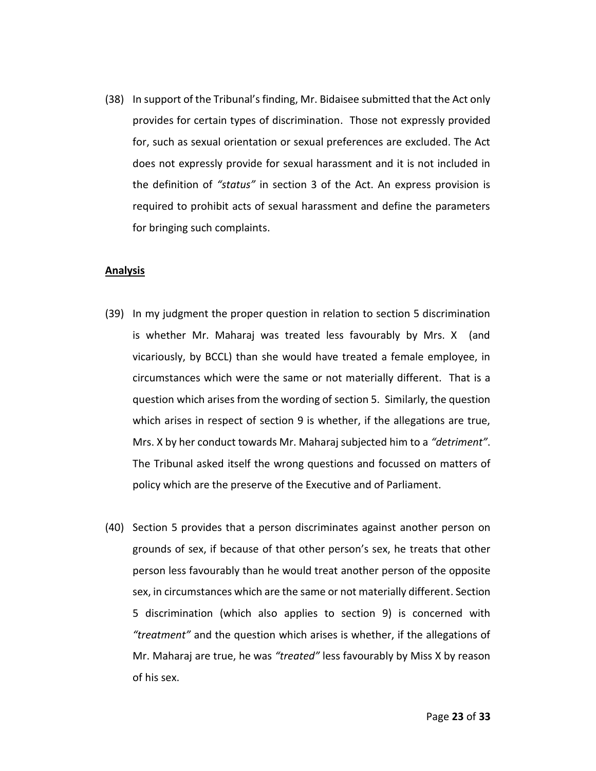(38) In support of the Tribunal's finding, Mr. Bidaisee submitted that the Act only provides for certain types of discrimination. Those not expressly provided for, such as sexual orientation or sexual preferences are excluded. The Act does not expressly provide for sexual harassment and it is not included in the definition of *"status"* in section 3 of the Act. An express provision is required to prohibit acts of sexual harassment and define the parameters for bringing such complaints.

**Analysis**

(39) In my judgment the proper question in relation to section 5 discrimination is whether Mr. Maharaj was treated less favourably by Mrs. X (and vicariously, by BCCL) than she would have treated a female employee, in circumstances which were the same or not materially different. That is a question which arises from the wording of section 5. Similarly, the question which arises in respect of section 9 is whether, if the allegations are true, Mrs. X by her conduct towards Mr. Maharaj subjected him to a *"detriment"*. The Tribunal asked itself the wrong questions and focussed on matters of policy which are the preserve of the Executive and of Parliament.

(40) Section 5 provides that a person discriminates against another person on grounds of sex, if because of that other person's sex, he treats that other person less favourably than he would treat another person of the opposite sex, in circumstances which are the same or not materially different. Section 5 discrimination (which also applies to section 9) is concerned with *"treatment"* and the question which arises is whether, if the allegations of Mr. Maharaj are true, he was *"treated"* less favourably by Miss X by reason of his sex.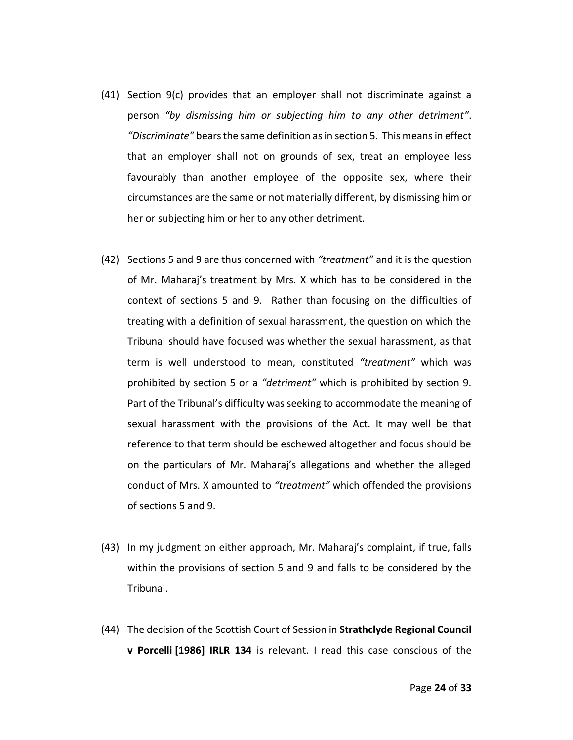(41) Section 9(c) provides that an employer shall not discriminate against a person *"by dismissing him or subjecting him to any other detriment"*. *"Discriminate"* bears the same definition as in section 5. This means in effect that an employer shall not on grounds of sex, treat an employee less favourably than another employee of the opposite sex, where their circumstances are the same or not materially different, by dismissing him or her or subjecting him or her to any other detriment.

(42) Sections 5 and 9 are thus concerned with *"treatment"* and it is the question of Mr. Maharaj's treatment by Mrs. X which has to be considered in the context of sections 5 and 9. Rather than focusing on the difficulties of treating with a definition of sexual harassment, the question on which the Tribunal should have focused was whether the sexual harassment, as that term is well understood to mean, constituted *"treatment"* which was prohibited by section 5 or a *"detriment"* which is prohibited by section 9. Part of the Tribunal's difficulty was seeking to accommodate the meaning of sexual harassment with the provisions of the Act. It may well be that reference to that term should be eschewed altogether and focus should be on the particulars of Mr. Maharaj's allegations and whether the alleged conduct of Mrs. X amounted to *"treatment"* which offended the provisions of sections 5 and 9.

(43) In my judgment on either approach, Mr. Maharaj's complaint, if true, falls within the provisions of section 5 and 9 and falls to be considered by the Tribunal.

(44) The decision of the Scottish Court of Session in **Strathclyde Regional Council v Porcelli [1986] IRLR 134** is relevant. I read this case conscious of the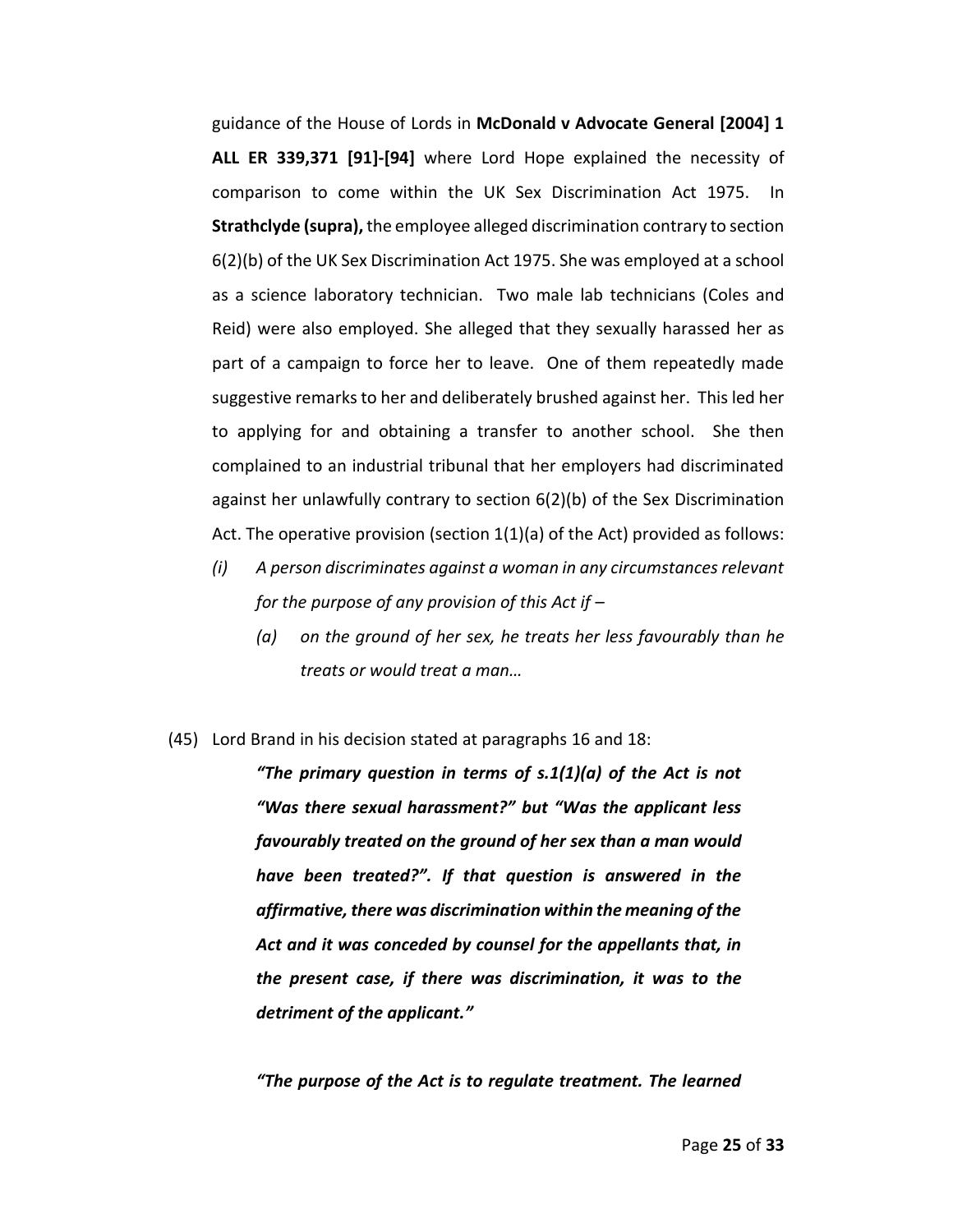guidance of the House of Lords in **McDonald v Advocate General [2004] 1 ALL ER 339,371 [91]-[94]** where Lord Hope explained the necessity of comparison to come within the UK Sex Discrimination Act 1975. In **Strathclyde (supra),** the employee alleged discrimination contrary to section 6(2)(b) of the UK Sex Discrimination Act 1975. She was employed at a school as a science laboratory technician. Two male lab technicians (Coles and Reid) were also employed. She alleged that they sexually harassed her as part of a campaign to force her to leave. One of them repeatedly made suggestive remarks to her and deliberately brushed against her. This led her to applying for and obtaining a transfer to another school. She then complained to an industrial tribunal that her employers had discriminated against her unlawfully contrary to section 6(2)(b) of the Sex Discrimination Act. The operative provision (section 1(1)(a) of the Act) provided as follows:

*(i) A person discriminates against a woman in any circumstances relevant for the purpose of any provision of this Act if –*

> *(a) on the ground of her sex, he treats her less favourably than he treats or would treat a man…*

(45) Lord Brand in his decision stated at paragraphs 16 and 18:

> ***"The primary question in terms of s.1(1)(a) of the Act is not "Was there sexual harassment?" but "Was the applicant less favourably treated on the ground of her sex than a man would have been treated?". If that question is answered in the affirmative, there was discrimination within the meaning of the Act and it was conceded by counsel for the appellants that, in the present case, if there was discrimination, it was to the detriment of the applicant."***
>
> ***"The purpose of the Act is to regulate treatment. The learned***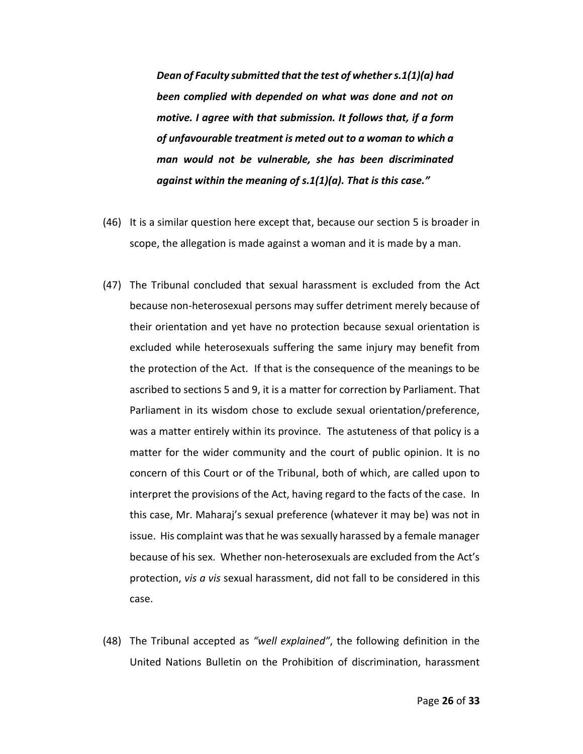> ***Dean of Faculty submitted that the test of whether s.1(1)(a) had been complied with depended on what was done and not on motive. I agree with that submission. It follows that, if a form of unfavourable treatment is meted out to a woman to which a man would not be vulnerable, she has been discriminated against within the meaning of s.1(1)(a). That is this case."***

(46) It is a similar question here except that, because our section 5 is broader in scope, the allegation is made against a woman and it is made by a man.

(47) The Tribunal concluded that sexual harassment is excluded from the Act because non-heterosexual persons may suffer detriment merely because of their orientation and yet have no protection because sexual orientation is excluded while heterosexuals suffering the same injury may benefit from the protection of the Act. If that is the consequence of the meanings to be ascribed to sections 5 and 9, it is a matter for correction by Parliament. That Parliament in its wisdom chose to exclude sexual orientation/preference, was a matter entirely within its province. The astuteness of that policy is a matter for the wider community and the court of public opinion. It is no concern of this Court or of the Tribunal, both of which, are called upon to interpret the provisions of the Act, having regard to the facts of the case. In this case, Mr. Maharaj's sexual preference (whatever it may be) was not in issue. His complaint was that he was sexually harassed by a female manager because of his sex. Whether non-heterosexuals are excluded from the Act's protection, *vis a vis* sexual harassment, did not fall to be considered in this case.

(48) The Tribunal accepted as *"well explained"*, the following definition in the United Nations Bulletin on the Prohibition of discrimination, harassment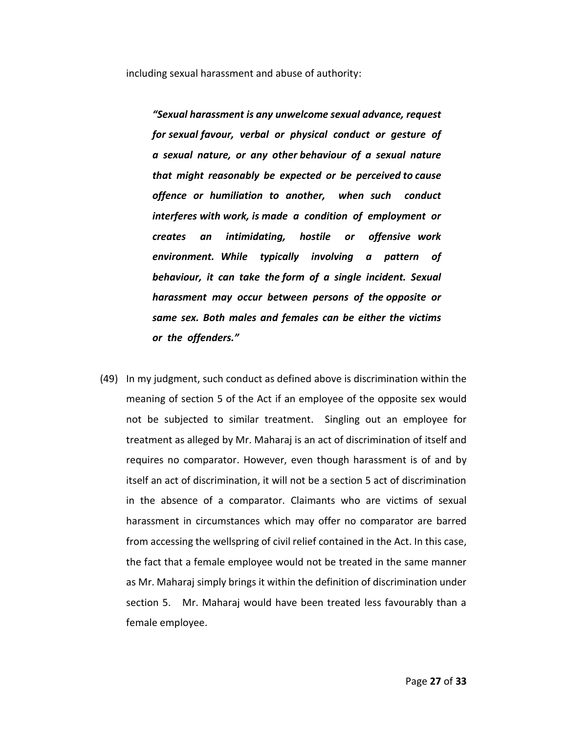including sexual harassment and abuse of authority:

> ***"Sexual harassment is any unwelcome sexual advance, request for sexual favour, verbal or physical conduct or gesture of a sexual nature, or any other behaviour of a sexual nature that might reasonably be expected or be perceived to cause offence or humiliation to another, when such conduct interferes with work, is made a condition of employment or creates an intimidating, hostile or offensive work environment. While typically involving a pattern of behaviour, it can take the form of a single incident. Sexual harassment may occur between persons of the opposite or same sex. Both males and females can be either the victims or the offenders."***

(49) In my judgment, such conduct as defined above is discrimination within the meaning of section 5 of the Act if an employee of the opposite sex would not be subjected to similar treatment. Singling out an employee for treatment as alleged by Mr. Maharaj is an act of discrimination of itself and requires no comparator. However, even though harassment is of and by itself an act of discrimination, it will not be a section 5 act of discrimination in the absence of a comparator. Claimants who are victims of sexual harassment in circumstances which may offer no comparator are barred from accessing the wellspring of civil relief contained in the Act. In this case, the fact that a female employee would not be treated in the same manner as Mr. Maharaj simply brings it within the definition of discrimination under section 5. Mr. Maharaj would have been treated less favourably than a female employee.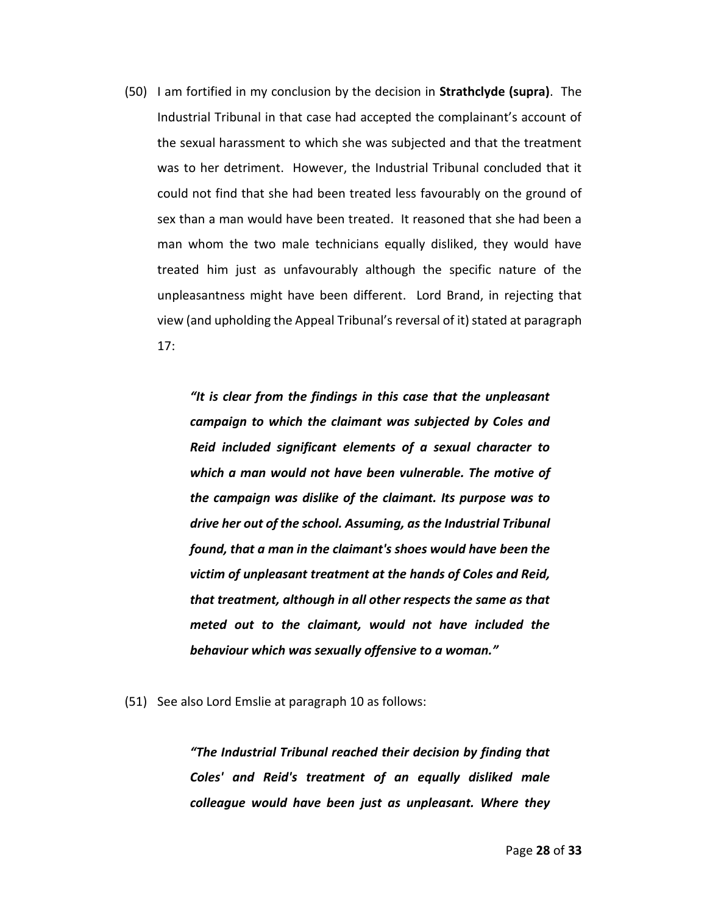(50) I am fortified in my conclusion by the decision in **Strathclyde (supra)**. The Industrial Tribunal in that case had accepted the complainant's account of the sexual harassment to which she was subjected and that the treatment was to her detriment. However, the Industrial Tribunal concluded that it could not find that she had been treated less favourably on the ground of sex than a man would have been treated. It reasoned that she had been a man whom the two male technicians equally disliked, they would have treated him just as unfavourably although the specific nature of the unpleasantness might have been different. Lord Brand, in rejecting that view (and upholding the Appeal Tribunal's reversal of it) stated at paragraph 17:

> ***"It is clear from the findings in this case that the unpleasant campaign to which the claimant was subjected by Coles and Reid included significant elements of a sexual character to which a man would not have been vulnerable. The motive of the campaign was dislike of the claimant. Its purpose was to drive her out of the school. Assuming, as the Industrial Tribunal found, that a man in the claimant's shoes would have been the victim of unpleasant treatment at the hands of Coles and Reid, that treatment, although in all other respects the same as that meted out to the claimant, would not have included the behaviour which was sexually offensive to a woman."***

(51) See also Lord Emslie at paragraph 10 as follows:

> ***"The Industrial Tribunal reached their decision by finding that Coles' and Reid's treatment of an equally disliked male colleague would have been just as unpleasant. Where they***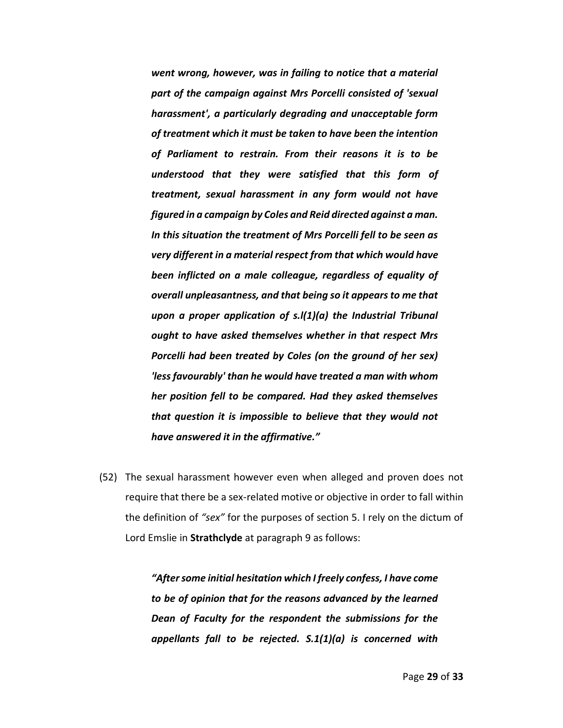***went wrong, however, was in failing to notice that a material part of the campaign against Mrs Porcelli consisted of 'sexual harassment', a particularly degrading and unacceptable form of treatment which it must be taken to have been the intention of Parliament to restrain. From their reasons it is to be understood that they were satisfied that this form of treatment, sexual harassment in any form would not have figured in a campaign by Coles and Reid directed against a man. In this situation the treatment of Mrs Porcelli fell to be seen as very different in a material respect from that which would have been inflicted on a male colleague, regardless of equality of overall unpleasantness, and that being so it appears to me that upon a proper application of s.l(1)(a) the Industrial Tribunal ought to have asked themselves whether in that respect Mrs Porcelli had been treated by Coles (on the ground of her sex) 'less favourably' than he would have treated a man with whom her position fell to be compared. Had they asked themselves that question it is impossible to believe that they would not have answered it in the affirmative."***

(52) The sexual harassment however even when alleged and proven does not require that there be a sex-related motive or objective in order to fall within the definition of *"sex"* for the purposes of section 5. I rely on the dictum of Lord Emslie in **Strathclyde** at paragraph 9 as follows:

> ***"After some initial hesitation which I freely confess, I have come to be of opinion that for the reasons advanced by the learned Dean of Faculty for the respondent the submissions for the appellants fall to be rejected. S.1(1)(a) is concerned with***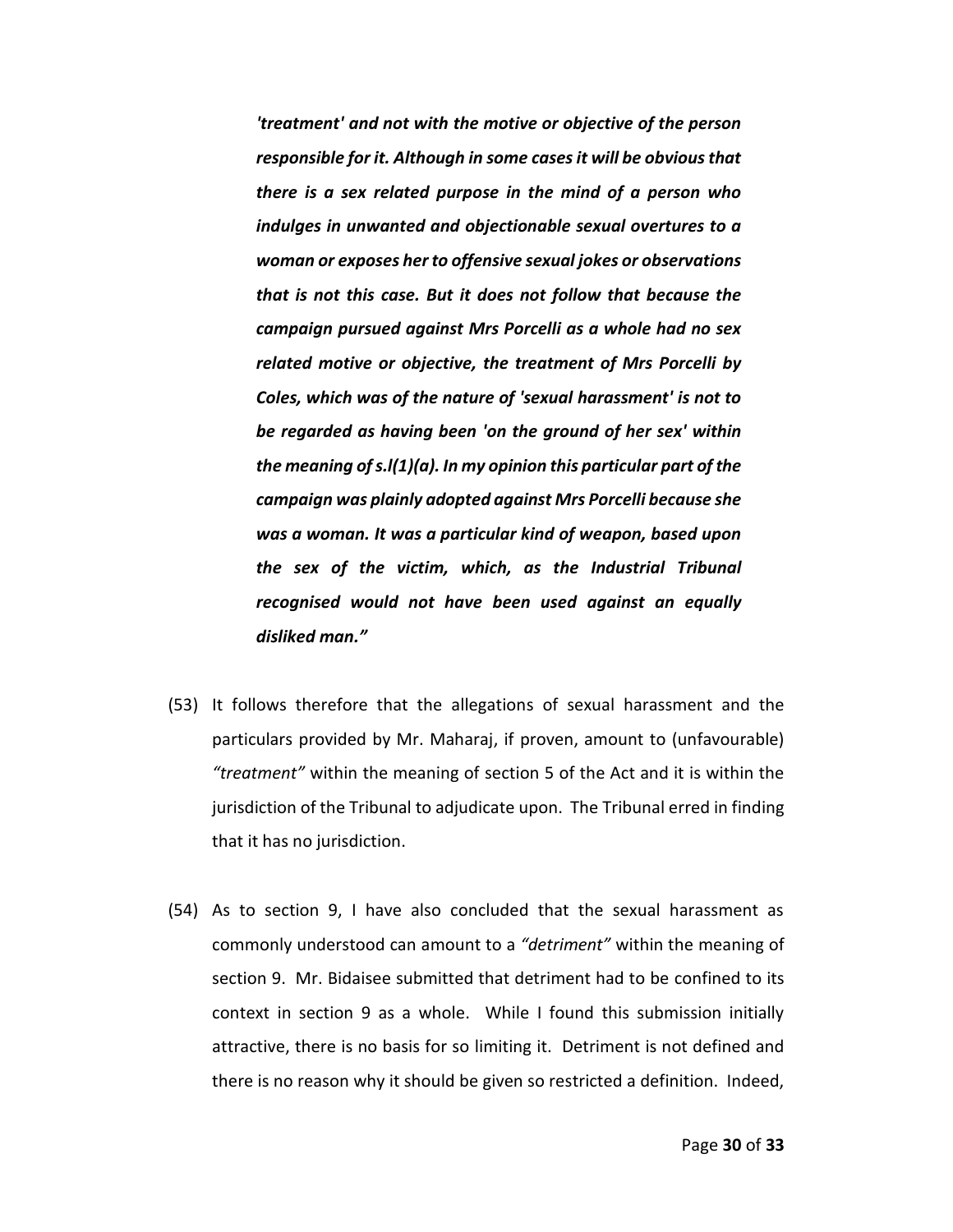> ***'treatment' and not with the motive or objective of the person responsible for it. Although in some cases it will be obvious that there is a sex related purpose in the mind of a person who indulges in unwanted and objectionable sexual overtures to a woman or exposes her to offensive sexual jokes or observations that is not this case. But it does not follow that because the campaign pursued against Mrs Porcelli as a whole had no sex related motive or objective, the treatment of Mrs Porcelli by Coles, which was of the nature of 'sexual harassment' is not to be regarded as having been 'on the ground of her sex' within the meaning of s.l(1)(a). In my opinion this particular part of the campaign was plainly adopted against Mrs Porcelli because she was a woman. It was a particular kind of weapon, based upon the sex of the victim, which, as the Industrial Tribunal recognised would not have been used against an equally disliked man."***

(53) It follows therefore that the allegations of sexual harassment and the particulars provided by Mr. Maharaj, if proven, amount to (unfavourable) *"treatment"* within the meaning of section 5 of the Act and it is within the jurisdiction of the Tribunal to adjudicate upon. The Tribunal erred in finding that it has no jurisdiction.

(54) As to section 9, I have also concluded that the sexual harassment as commonly understood can amount to a *"detriment"* within the meaning of section 9. Mr. Bidaisee submitted that detriment had to be confined to its context in section 9 as a whole. While I found this submission initially attractive, there is no basis for so limiting it. Detriment is not defined and there is no reason why it should be given so restricted a definition. Indeed,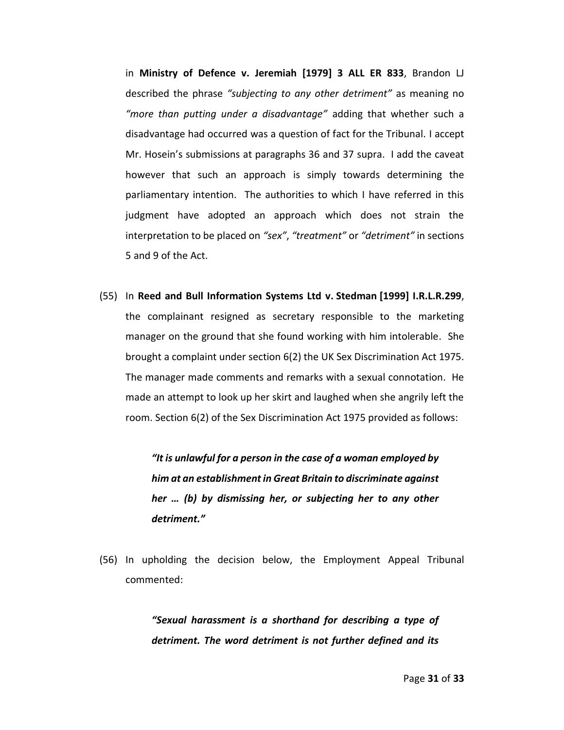in **Ministry of Defence v. Jeremiah [1979] 3 ALL ER 833**, Brandon LJ described the phrase *"subjecting to any other detriment"* as meaning no *"more than putting under a disadvantage"* adding that whether such a disadvantage had occurred was a question of fact for the Tribunal. I accept Mr. Hosein's submissions at paragraphs 36 and 37 supra. I add the caveat however that such an approach is simply towards determining the parliamentary intention. The authorities to which I have referred in this judgment have adopted an approach which does not strain the interpretation to be placed on *"sex"*, *"treatment"* or *"detriment"* in sections 5 and 9 of the Act.

(55) In **Reed and Bull Information Systems Ltd v. Stedman [1999] I.R.L.R.299**, the complainant resigned as secretary responsible to the marketing manager on the ground that she found working with him intolerable. She brought a complaint under section 6(2) the UK Sex Discrimination Act 1975. The manager made comments and remarks with a sexual connotation. He made an attempt to look up her skirt and laughed when she angrily left the room. Section 6(2) of the Sex Discrimination Act 1975 provided as follows:

> ***"It is unlawful for a person in the case of a woman employed by him at an establishment in Great Britain to discriminate against her … (b) by dismissing her, or subjecting her to any other detriment."***

(56) In upholding the decision below, the Employment Appeal Tribunal commented:

> ***"Sexual harassment is a shorthand for describing a type of detriment. The word detriment is not further defined and its***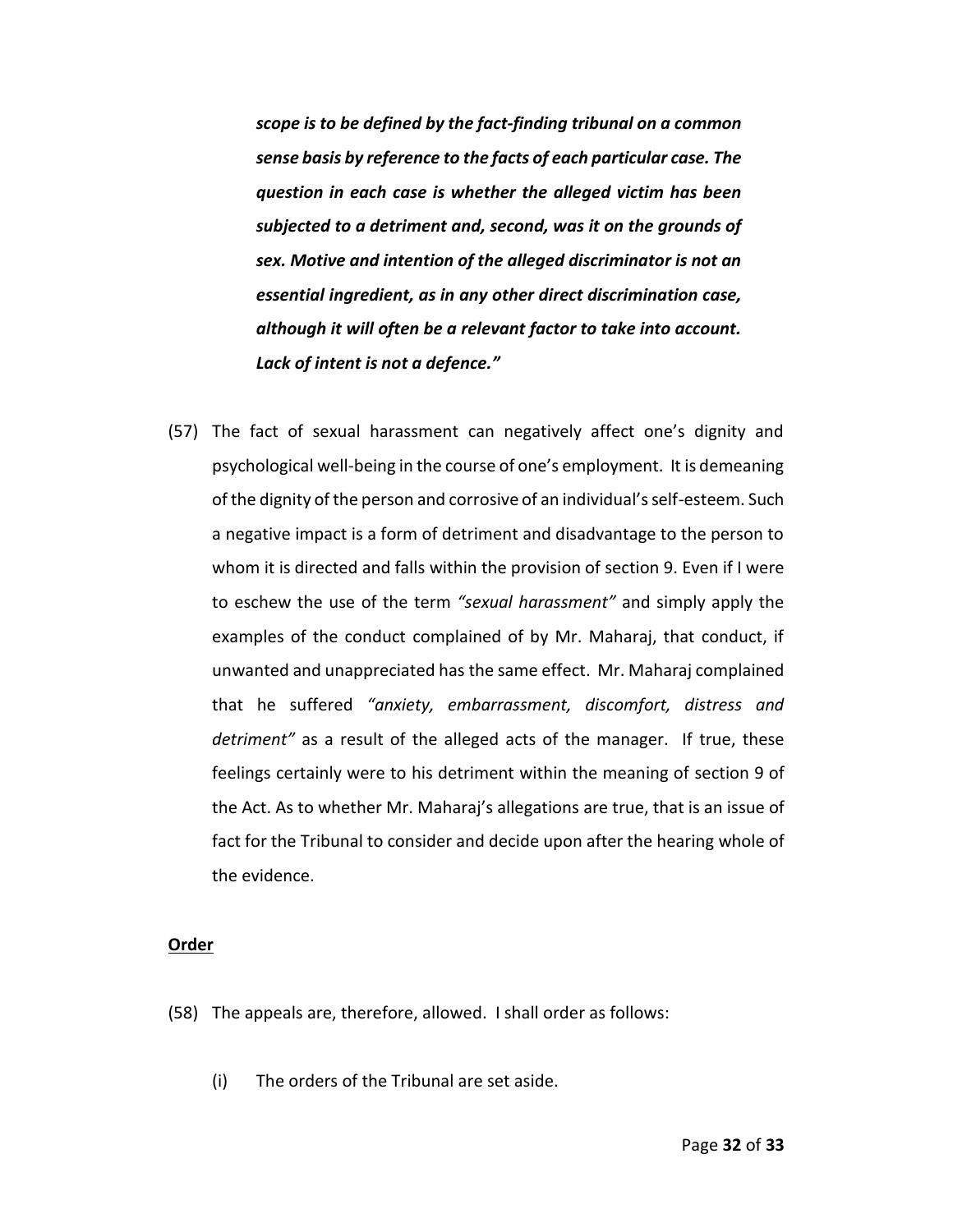> ***scope is to be defined by the fact-finding tribunal on a common sense basis by reference to the facts of each particular case. The question in each case is whether the alleged victim has been subjected to a detriment and, second, was it on the grounds of sex. Motive and intention of the alleged discriminator is not an essential ingredient, as in any other direct discrimination case, although it will often be a relevant factor to take into account. Lack of intent is not a defence."***

(57) The fact of sexual harassment can negatively affect one's dignity and psychological well-being in the course of one's employment. It is demeaning of the dignity of the person and corrosive of an individual's self-esteem. Such a negative impact is a form of detriment and disadvantage to the person to whom it is directed and falls within the provision of section 9. Even if I were to eschew the use of the term *"sexual harassment"* and simply apply the examples of the conduct complained of by Mr. Maharaj, that conduct, if unwanted and unappreciated has the same effect. Mr. Maharaj complained that he suffered *"anxiety, embarrassment, discomfort, distress and detriment"* as a result of the alleged acts of the manager. If true, these feelings certainly were to his detriment within the meaning of section 9 of the Act. As to whether Mr. Maharaj's allegations are true, that is an issue of fact for the Tribunal to consider and decide upon after the hearing whole of the evidence.

**<u>Order</u>**

(58) The appeals are, therefore, allowed. I shall order as follows:

(i) The orders of the Tribunal are set aside.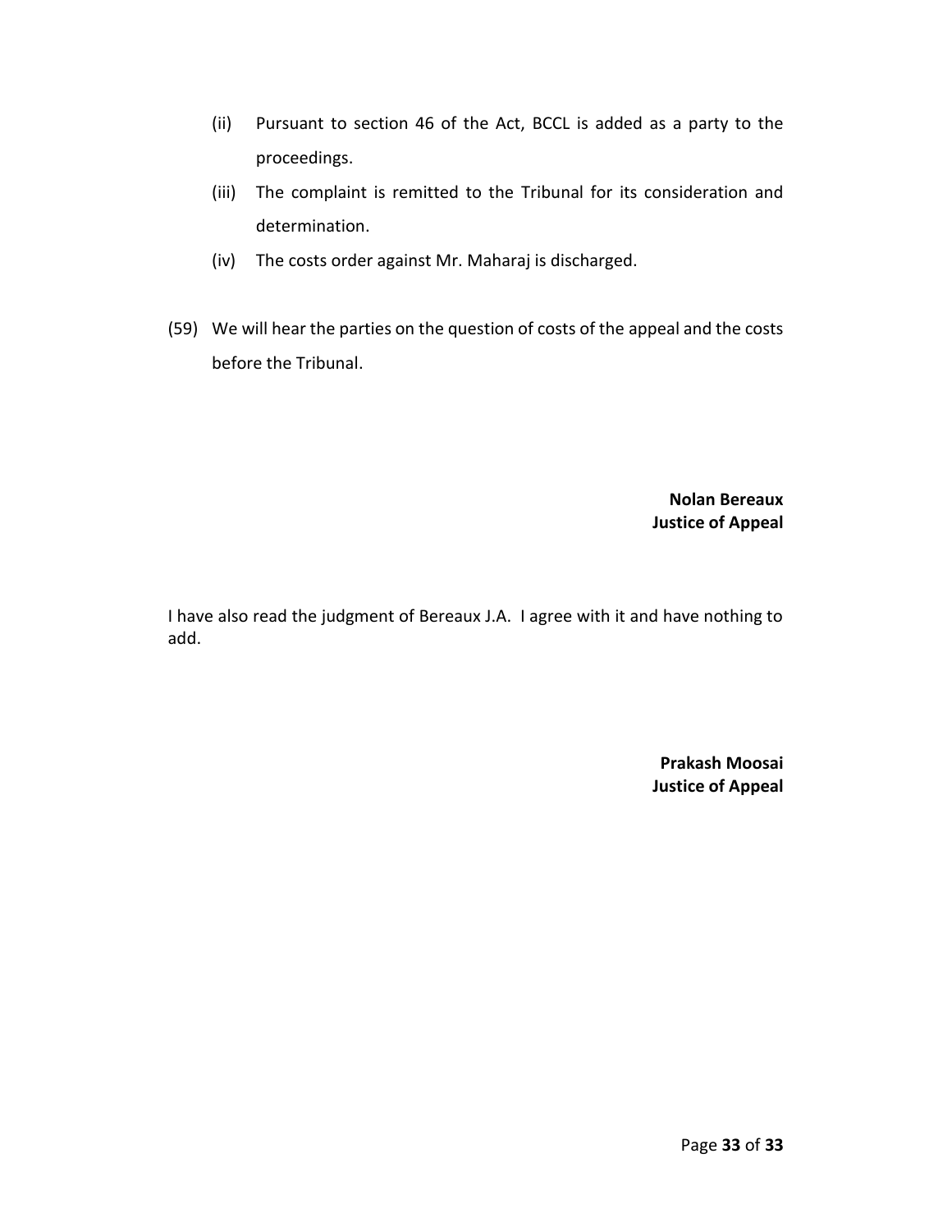(ii) Pursuant to section 46 of the Act, BCCL is added as a party to the proceedings.

(iii) The complaint is remitted to the Tribunal for its consideration and determination.

(iv) The costs order against Mr. Maharaj is discharged.

(59) We will hear the parties on the question of costs of the appeal and the costs before the Tribunal.

**Nolan Bereaux**
**Justice of Appeal**

I have also read the judgment of Bereaux J.A. I agree with it and have nothing to add.

**Prakash Moosai**
**Justice of Appeal**